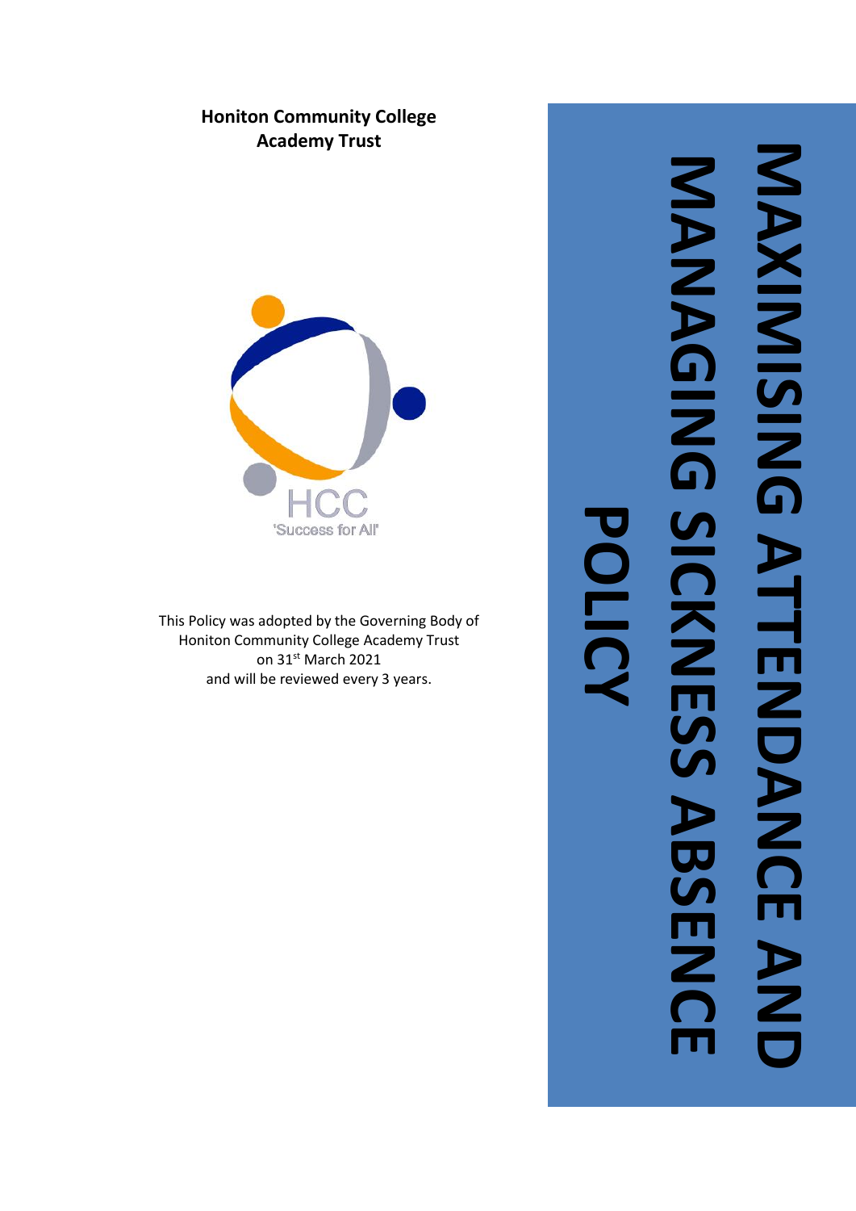**Honiton Community College Academy Trust**

HCC
'Success for All'

This Policy was adopted by the Governing Body of Honiton Community College Academy Trust on 31st March 2021 and will be reviewed every 3 years.

# MAXIMISING ATTENDANCE AND MANAGING SICKNESS ABSENCE POLICY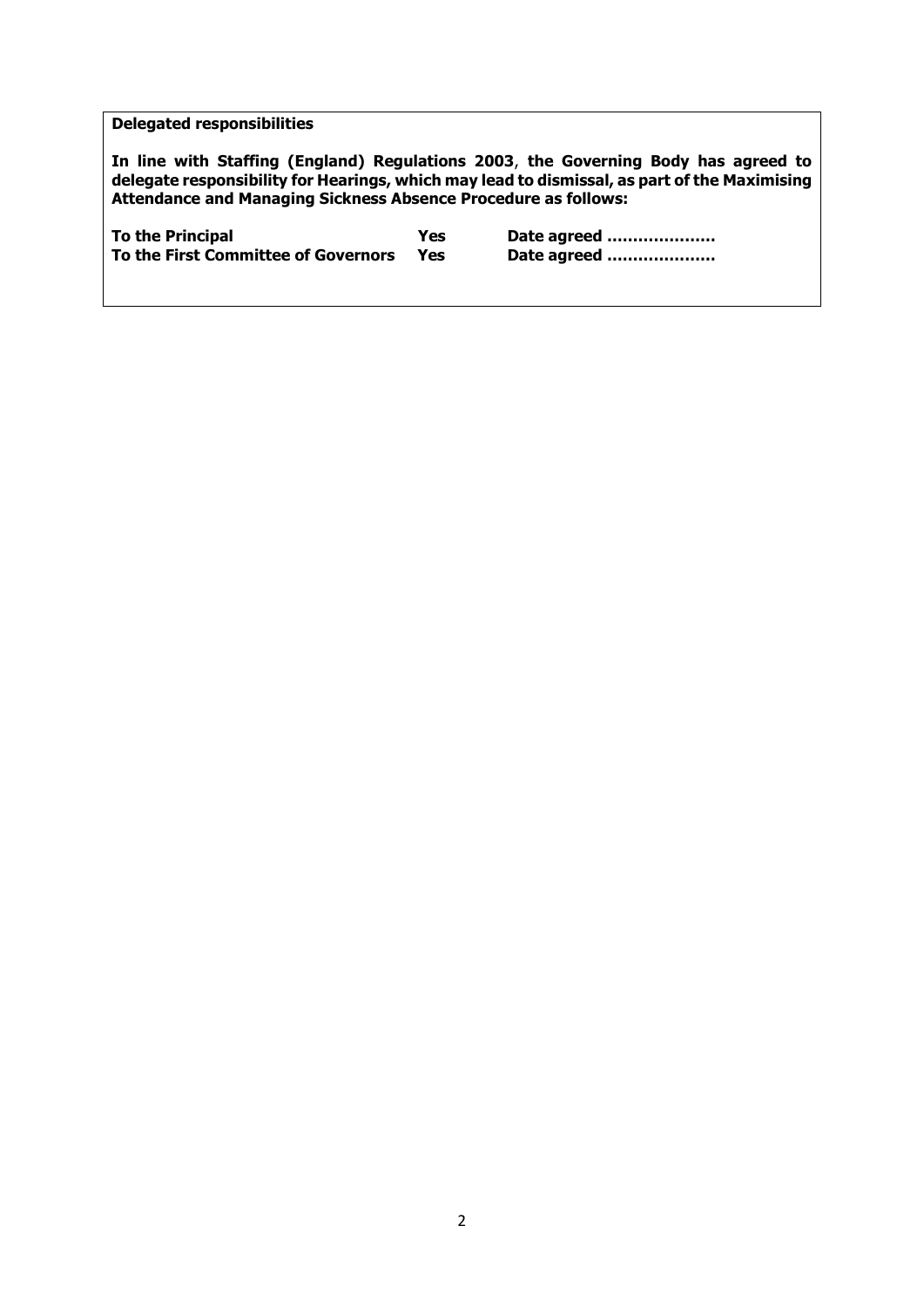**Delegated responsibilities**

**In line with Staffing (England) Regulations 2003, the Governing Body has agreed to delegate responsibility for Hearings, which may lead to dismissal, as part of the Maximising Attendance and Managing Sickness Absence Procedure as follows:**

| | | |
|---|---|---|
| **To the Principal** | **Yes** | **Date agreed …………………** |
| **To the First Committee of Governors** | **Yes** | **Date agreed …………………** |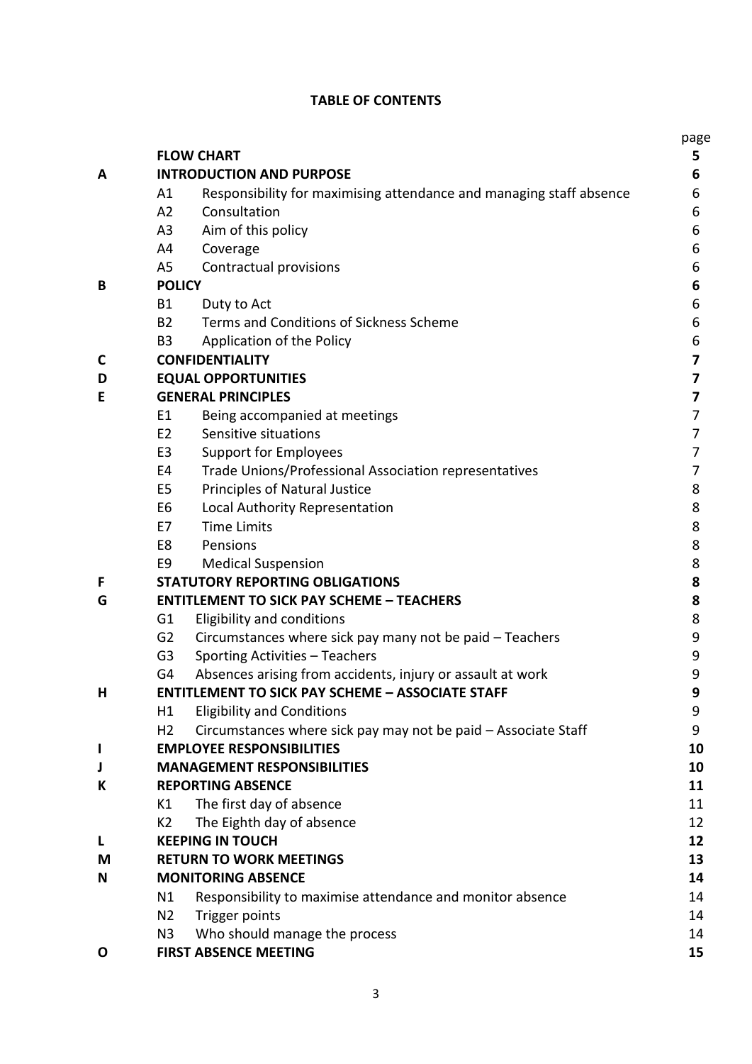**TABLE OF CONTENTS**

| | | | page |
|---|---|---|---|
| | **FLOW CHART** | | **5** |
| **A** | **INTRODUCTION AND PURPOSE** | | **6** |
| | A1 | Responsibility for maximising attendance and managing staff absence | 6 |
| | A2 | Consultation | 6 |
| | A3 | Aim of this policy | 6 |
| | A4 | Coverage | 6 |
| | A5 | Contractual provisions | 6 |
| **B** | **POLICY** | | **6** |
| | B1 | Duty to Act | 6 |
| | B2 | Terms and Conditions of Sickness Scheme | 6 |
| | B3 | Application of the Policy | 6 |
| **C** | **CONFIDENTIALITY** | | **7** |
| **D** | **EQUAL OPPORTUNITIES** | | **7** |
| **E** | **GENERAL PRINCIPLES** | | **7** |
| | E1 | Being accompanied at meetings | 7 |
| | E2 | Sensitive situations | 7 |
| | E3 | Support for Employees | 7 |
| | E4 | Trade Unions/Professional Association representatives | 7 |
| | E5 | Principles of Natural Justice | 8 |
| | E6 | Local Authority Representation | 8 |
| | E7 | Time Limits | 8 |
| | E8 | Pensions | 8 |
| | E9 | Medical Suspension | 8 |
| **F** | **STATUTORY REPORTING OBLIGATIONS** | | **8** |
| **G** | **ENTITLEMENT TO SICK PAY SCHEME – TEACHERS** | | **8** |
| | G1 | Eligibility and conditions | 8 |
| | G2 | Circumstances where sick pay many not be paid – Teachers | 9 |
| | G3 | Sporting Activities – Teachers | 9 |
| | G4 | Absences arising from accidents, injury or assault at work | 9 |
| **H** | **ENTITLEMENT TO SICK PAY SCHEME – ASSOCIATE STAFF** | | **9** |
| | H1 | Eligibility and Conditions | 9 |
| | H2 | Circumstances where sick pay may not be paid – Associate Staff | 9 |
| **I** | **EMPLOYEE RESPONSIBILITIES** | | **10** |
| **J** | **MANAGEMENT RESPONSIBILITIES** | | **10** |
| **K** | **REPORTING ABSENCE** | | **11** |
| | K1 | The first day of absence | 11 |
| | K2 | The Eighth day of absence | 12 |
| **L** | **KEEPING IN TOUCH** | | **12** |
| **M** | **RETURN TO WORK MEETINGS** | | **13** |
| **N** | **MONITORING ABSENCE** | | **14** |
| | N1 | Responsibility to maximise attendance and monitor absence | 14 |
| | N2 | Trigger points | 14 |
| | N3 | Who should manage the process | 14 |
| **O** | **FIRST ABSENCE MEETING** | | **15** |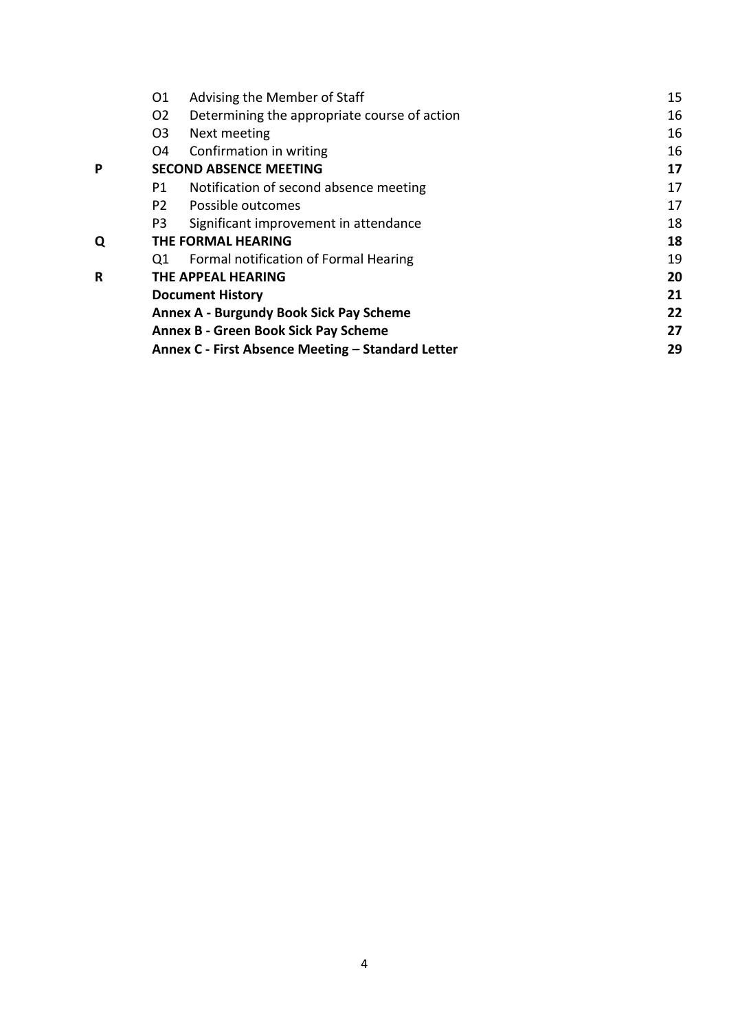| | | | |
|---|---|---|---|
| | O1 | Advising the Member of Staff | 15 |
| | O2 | Determining the appropriate course of action | 16 |
| | O3 | Next meeting | 16 |
| | O4 | Confirmation in writing | 16 |
| **P** | **SECOND ABSENCE MEETING** | | **17** |
| | P1 | Notification of second absence meeting | 17 |
| | P2 | Possible outcomes | 17 |
| | P3 | Significant improvement in attendance | 18 |
| **Q** | **THE FORMAL HEARING** | | **18** |
| | Q1 | Formal notification of Formal Hearing | 19 |
| **R** | **THE APPEAL HEARING** | | **20** |
| | **Document History** | | **21** |
| | **Annex A - Burgundy Book Sick Pay Scheme** | | **22** |
| | **Annex B - Green Book Sick Pay Scheme** | | **27** |
| | **Annex C - First Absence Meeting – Standard Letter** | | **29** |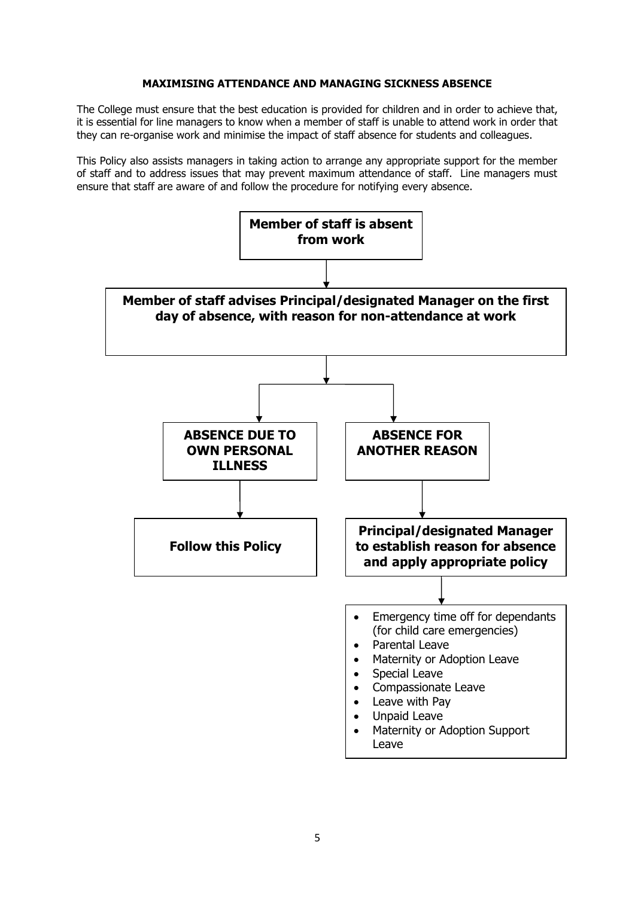**MAXIMISING ATTENDANCE AND MANAGING SICKNESS ABSENCE**

The College must ensure that the best education is provided for children and in order to achieve that, it is essential for line managers to know when a member of staff is unable to attend work in order that they can re-organise work and minimise the impact of staff absence for students and colleagues.

This Policy also assists managers in taking action to arrange any appropriate support for the member of staff and to address issues that may prevent maximum attendance of staff. Line managers must ensure that staff are aware of and follow the procedure for notifying every absence.

**Member of staff is absent from work**

↓

**Member of staff advises Principal/designated Manager on the first day of absence, with reason for non-attendance at work**

↓

**ABSENCE DUE TO OWN PERSONAL ILLNESS**

↓

**Follow this Policy**

**ABSENCE FOR ANOTHER REASON**

↓

**Principal/designated Manager to establish reason for absence and apply appropriate policy**

↓

- Emergency time off for dependants (for child care emergencies)
- Parental Leave
- Maternity or Adoption Leave
- Special Leave
- Compassionate Leave
- Leave with Pay
- Unpaid Leave
- Maternity or Adoption Support Leave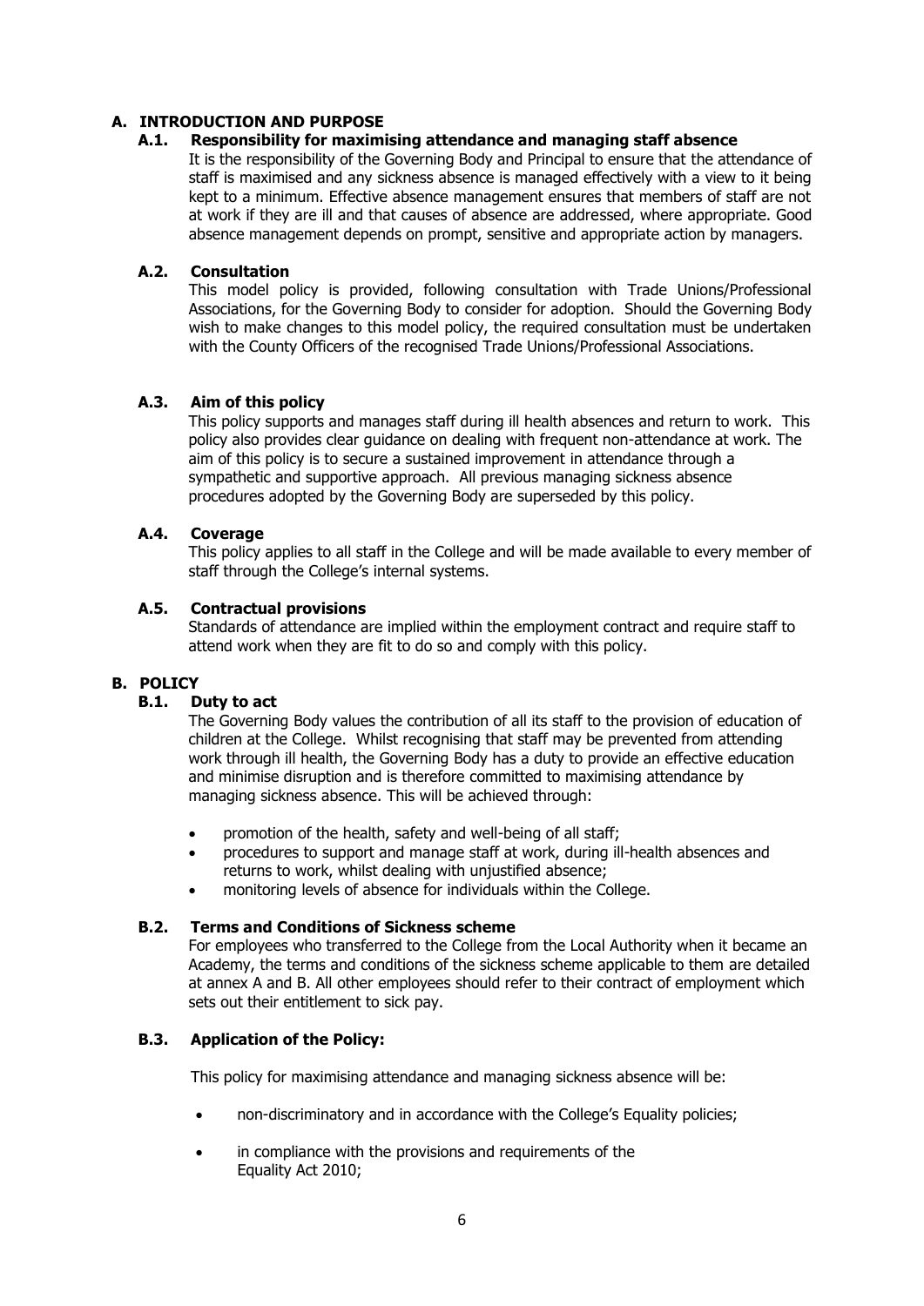## A. INTRODUCTION AND PURPOSE

### A.1. Responsibility for maximising attendance and managing staff absence

It is the responsibility of the Governing Body and Principal to ensure that the attendance of staff is maximised and any sickness absence is managed effectively with a view to it being kept to a minimum. Effective absence management ensures that members of staff are not at work if they are ill and that causes of absence are addressed, where appropriate. Good absence management depends on prompt, sensitive and appropriate action by managers.

### A.2. Consultation

This model policy is provided, following consultation with Trade Unions/Professional Associations, for the Governing Body to consider for adoption. Should the Governing Body wish to make changes to this model policy, the required consultation must be undertaken with the County Officers of the recognised Trade Unions/Professional Associations.

### A.3. Aim of this policy

This policy supports and manages staff during ill health absences and return to work. This policy also provides clear guidance on dealing with frequent non-attendance at work. The aim of this policy is to secure a sustained improvement in attendance through a sympathetic and supportive approach. All previous managing sickness absence procedures adopted by the Governing Body are superseded by this policy.

### A.4. Coverage

This policy applies to all staff in the College and will be made available to every member of staff through the College's internal systems.

### A.5. Contractual provisions

Standards of attendance are implied within the employment contract and require staff to attend work when they are fit to do so and comply with this policy.

## B. POLICY

### B.1. Duty to act

The Governing Body values the contribution of all its staff to the provision of education of children at the College. Whilst recognising that staff may be prevented from attending work through ill health, the Governing Body has a duty to provide an effective education and minimise disruption and is therefore committed to maximising attendance by managing sickness absence. This will be achieved through:

- promotion of the health, safety and well-being of all staff;
- procedures to support and manage staff at work, during ill-health absences and returns to work, whilst dealing with unjustified absence;
- monitoring levels of absence for individuals within the College.

### B.2. Terms and Conditions of Sickness scheme

For employees who transferred to the College from the Local Authority when it became an Academy, the terms and conditions of the sickness scheme applicable to them are detailed at annex A and B. All other employees should refer to their contract of employment which sets out their entitlement to sick pay.

### B.3. Application of the Policy:

This policy for maximising attendance and managing sickness absence will be:

- non-discriminatory and in accordance with the College's Equality policies;
- in compliance with the provisions and requirements of the Equality Act 2010;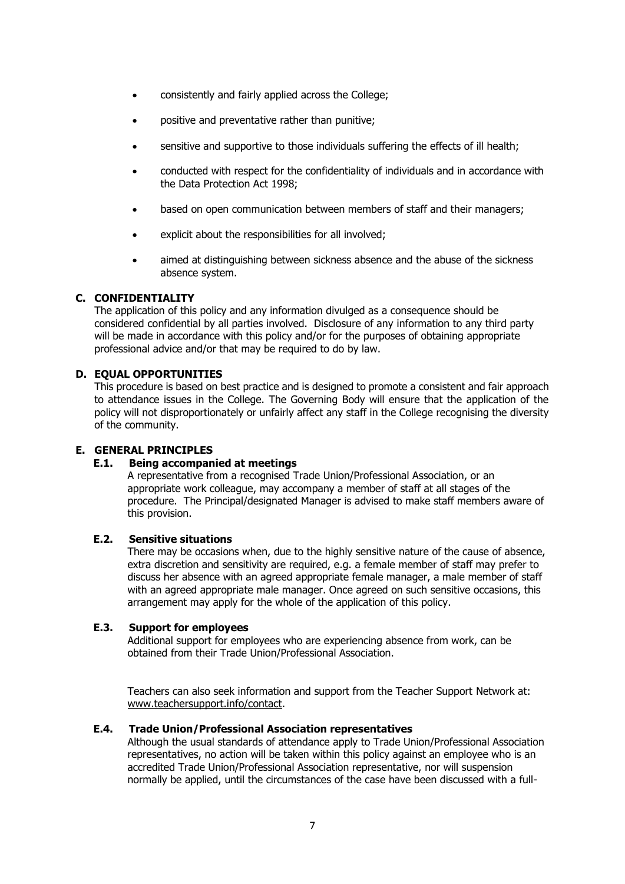- consistently and fairly applied across the College;
- positive and preventative rather than punitive;
- sensitive and supportive to those individuals suffering the effects of ill health;
- conducted with respect for the confidentiality of individuals and in accordance with the Data Protection Act 1998;
- based on open communication between members of staff and their managers;
- explicit about the responsibilities for all involved;
- aimed at distinguishing between sickness absence and the abuse of the sickness absence system.

## C. CONFIDENTIALITY

The application of this policy and any information divulged as a consequence should be considered confidential by all parties involved. Disclosure of any information to any third party will be made in accordance with this policy and/or for the purposes of obtaining appropriate professional advice and/or that may be required to do by law.

## D. EQUAL OPPORTUNITIES

This procedure is based on best practice and is designed to promote a consistent and fair approach to attendance issues in the College. The Governing Body will ensure that the application of the policy will not disproportionately or unfairly affect any staff in the College recognising the diversity of the community.

## E. GENERAL PRINCIPLES

### E.1. Being accompanied at meetings

A representative from a recognised Trade Union/Professional Association, or an appropriate work colleague, may accompany a member of staff at all stages of the procedure. The Principal/designated Manager is advised to make staff members aware of this provision.

### E.2. Sensitive situations

There may be occasions when, due to the highly sensitive nature of the cause of absence, extra discretion and sensitivity are required, e.g. a female member of staff may prefer to discuss her absence with an agreed appropriate female manager, a male member of staff with an agreed appropriate male manager. Once agreed on such sensitive occasions, this arrangement may apply for the whole of the application of this policy.

### E.3. Support for employees

Additional support for employees who are experiencing absence from work, can be obtained from their Trade Union/Professional Association.

Teachers can also seek information and support from the Teacher Support Network at: www.teachersupport.info/contact.

### E.4. Trade Union/Professional Association representatives

Although the usual standards of attendance apply to Trade Union/Professional Association representatives, no action will be taken within this policy against an employee who is an accredited Trade Union/Professional Association representative, nor will suspension normally be applied, until the circumstances of the case have been discussed with a full-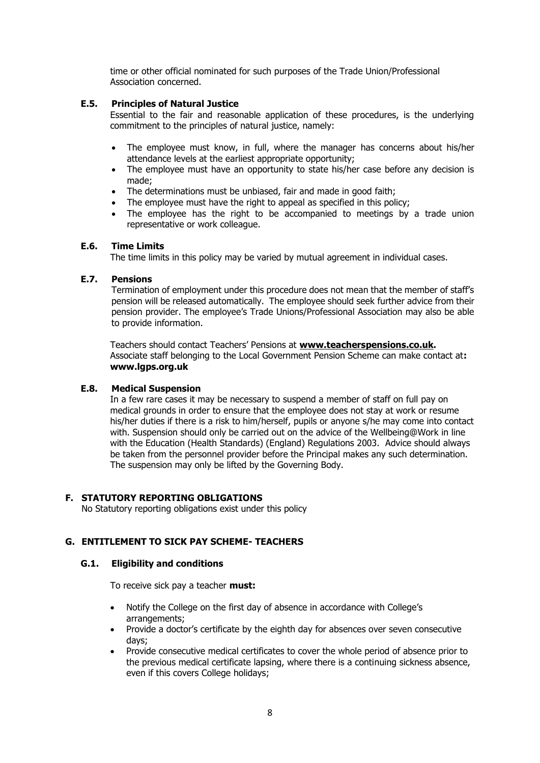time or other official nominated for such purposes of the Trade Union/Professional Association concerned.

### E.5. Principles of Natural Justice

Essential to the fair and reasonable application of these procedures, is the underlying commitment to the principles of natural justice, namely:

- The employee must know, in full, where the manager has concerns about his/her attendance levels at the earliest appropriate opportunity;
- The employee must have an opportunity to state his/her case before any decision is made;
- The determinations must be unbiased, fair and made in good faith;
- The employee must have the right to appeal as specified in this policy;
- The employee has the right to be accompanied to meetings by a trade union representative or work colleague.

### E.6. Time Limits

The time limits in this policy may be varied by mutual agreement in individual cases.

### E.7. Pensions

Termination of employment under this procedure does not mean that the member of staff's pension will be released automatically. The employee should seek further advice from their pension provider. The employee's Trade Unions/Professional Association may also be able to provide information.

Teachers should contact Teachers' Pensions at **www.teacherspensions.co.uk.** Associate staff belonging to the Local Government Pension Scheme can make contact at**: www.lgps.org.uk**

### E.8. Medical Suspension

In a few rare cases it may be necessary to suspend a member of staff on full pay on medical grounds in order to ensure that the employee does not stay at work or resume his/her duties if there is a risk to him/herself, pupils or anyone s/he may come into contact with. Suspension should only be carried out on the advice of the Wellbeing@Work in line with the Education (Health Standards) (England) Regulations 2003. Advice should always be taken from the personnel provider before the Principal makes any such determination. The suspension may only be lifted by the Governing Body.

## F. STATUTORY REPORTING OBLIGATIONS

No Statutory reporting obligations exist under this policy

## G. ENTITLEMENT TO SICK PAY SCHEME- TEACHERS

### G.1. Eligibility and conditions

To receive sick pay a teacher **must:**

- Notify the College on the first day of absence in accordance with College's arrangements;
- Provide a doctor's certificate by the eighth day for absences over seven consecutive days;
- Provide consecutive medical certificates to cover the whole period of absence prior to the previous medical certificate lapsing, where there is a continuing sickness absence, even if this covers College holidays;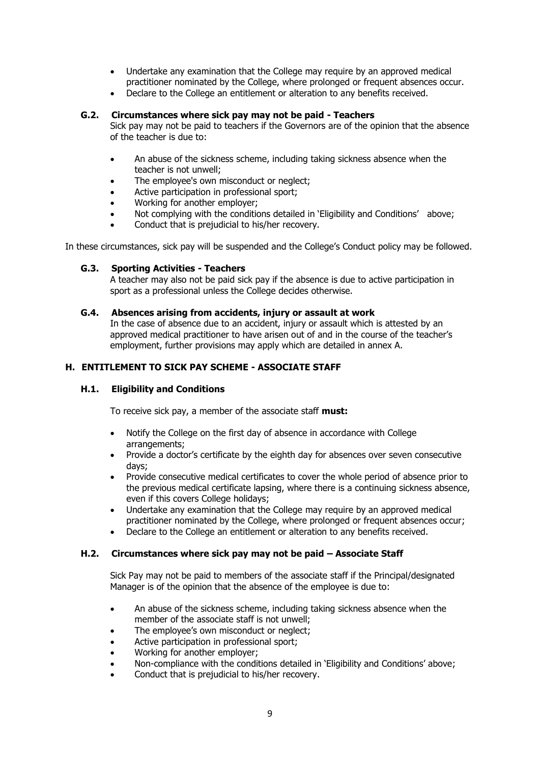- Undertake any examination that the College may require by an approved medical practitioner nominated by the College, where prolonged or frequent absences occur.
- Declare to the College an entitlement or alteration to any benefits received.

### G.2. Circumstances where sick pay may not be paid - Teachers

Sick pay may not be paid to teachers if the Governors are of the opinion that the absence of the teacher is due to:

- An abuse of the sickness scheme, including taking sickness absence when the teacher is not unwell;
- The employee's own misconduct or neglect;
- Active participation in professional sport;
- Working for another employer;
- Not complying with the conditions detailed in 'Eligibility and Conditions' above;
- Conduct that is prejudicial to his/her recovery.

In these circumstances, sick pay will be suspended and the College's Conduct policy may be followed.

### G.3. Sporting Activities - Teachers

A teacher may also not be paid sick pay if the absence is due to active participation in sport as a professional unless the College decides otherwise.

### G.4. Absences arising from accidents, injury or assault at work

In the case of absence due to an accident, injury or assault which is attested by an approved medical practitioner to have arisen out of and in the course of the teacher's employment, further provisions may apply which are detailed in annex A.

## H. ENTITLEMENT TO SICK PAY SCHEME - ASSOCIATE STAFF

### H.1. Eligibility and Conditions

To receive sick pay, a member of the associate staff **must:**

- Notify the College on the first day of absence in accordance with College arrangements;
- Provide a doctor's certificate by the eighth day for absences over seven consecutive days;
- Provide consecutive medical certificates to cover the whole period of absence prior to the previous medical certificate lapsing, where there is a continuing sickness absence, even if this covers College holidays;
- Undertake any examination that the College may require by an approved medical practitioner nominated by the College, where prolonged or frequent absences occur;
- Declare to the College an entitlement or alteration to any benefits received.

### H.2. Circumstances where sick pay may not be paid – Associate Staff

Sick Pay may not be paid to members of the associate staff if the Principal/designated Manager is of the opinion that the absence of the employee is due to:

- An abuse of the sickness scheme, including taking sickness absence when the member of the associate staff is not unwell;
- The employee's own misconduct or neglect;
- Active participation in professional sport;
- Working for another employer;
- Non-compliance with the conditions detailed in 'Eligibility and Conditions' above;
- Conduct that is prejudicial to his/her recovery.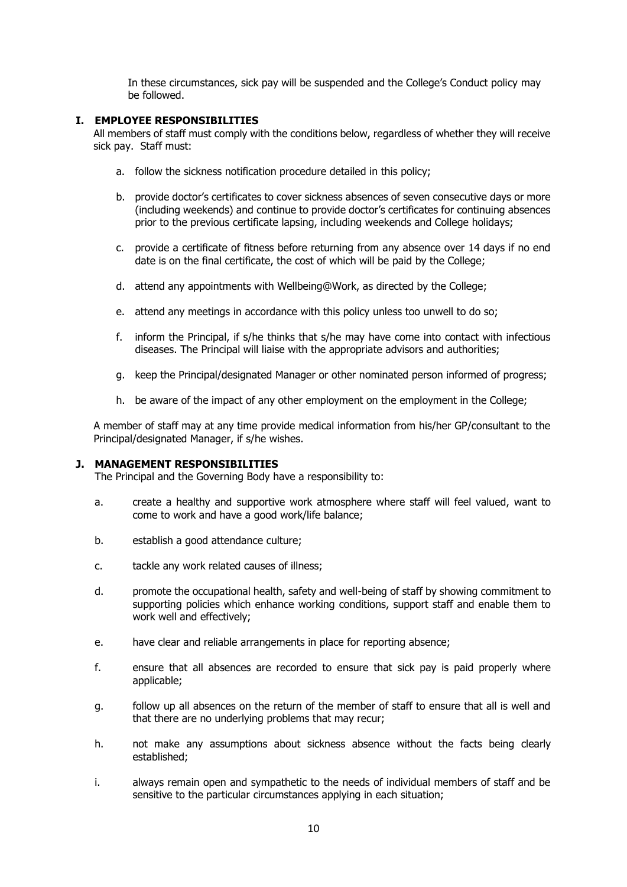In these circumstances, sick pay will be suspended and the College's Conduct policy may be followed.

## I. EMPLOYEE RESPONSIBILITIES

All members of staff must comply with the conditions below, regardless of whether they will receive sick pay. Staff must:

a. follow the sickness notification procedure detailed in this policy;

b. provide doctor's certificates to cover sickness absences of seven consecutive days or more (including weekends) and continue to provide doctor's certificates for continuing absences prior to the previous certificate lapsing, including weekends and College holidays;

c. provide a certificate of fitness before returning from any absence over 14 days if no end date is on the final certificate, the cost of which will be paid by the College;

d. attend any appointments with Wellbeing@Work, as directed by the College;

e. attend any meetings in accordance with this policy unless too unwell to do so;

f. inform the Principal, if s/he thinks that s/he may have come into contact with infectious diseases. The Principal will liaise with the appropriate advisors and authorities;

g. keep the Principal/designated Manager or other nominated person informed of progress;

h. be aware of the impact of any other employment on the employment in the College;

A member of staff may at any time provide medical information from his/her GP/consultant to the Principal/designated Manager, if s/he wishes.

## J. MANAGEMENT RESPONSIBILITIES

The Principal and the Governing Body have a responsibility to:

a. create a healthy and supportive work atmosphere where staff will feel valued, want to come to work and have a good work/life balance;

b. establish a good attendance culture;

c. tackle any work related causes of illness;

d. promote the occupational health, safety and well-being of staff by showing commitment to supporting policies which enhance working conditions, support staff and enable them to work well and effectively;

e. have clear and reliable arrangements in place for reporting absence;

f. ensure that all absences are recorded to ensure that sick pay is paid properly where applicable;

g. follow up all absences on the return of the member of staff to ensure that all is well and that there are no underlying problems that may recur;

h. not make any assumptions about sickness absence without the facts being clearly established;

i. always remain open and sympathetic to the needs of individual members of staff and be sensitive to the particular circumstances applying in each situation;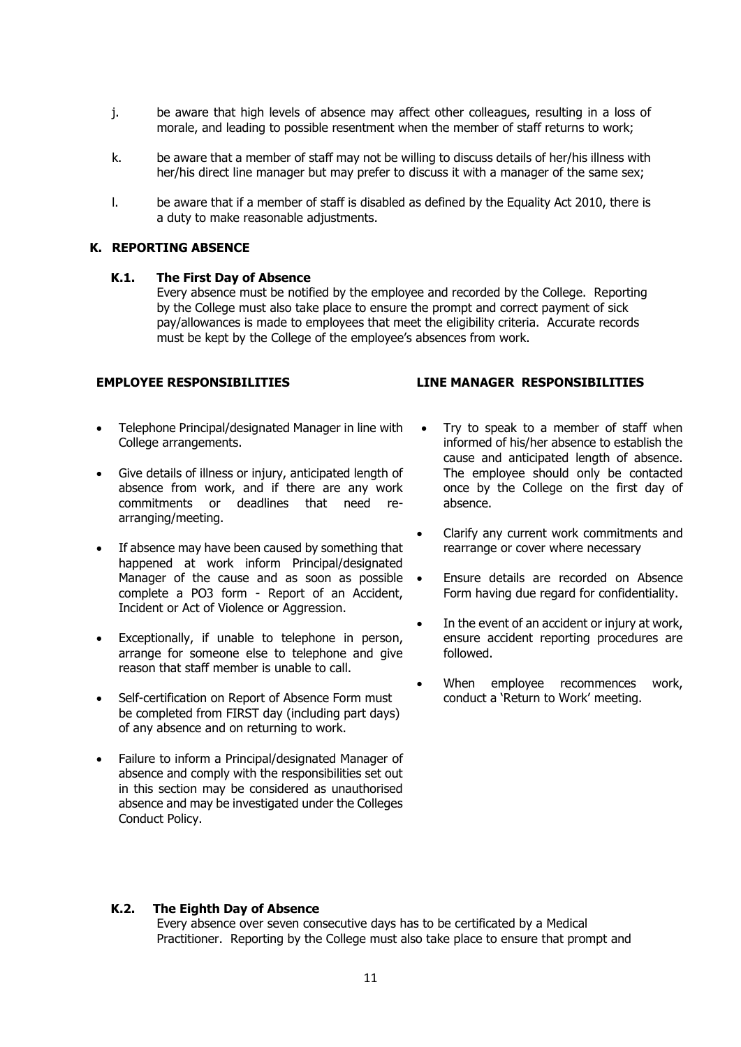j. be aware that high levels of absence may affect other colleagues, resulting in a loss of morale, and leading to possible resentment when the member of staff returns to work;

k. be aware that a member of staff may not be willing to discuss details of her/his illness with her/his direct line manager but may prefer to discuss it with a manager of the same sex;

l. be aware that if a member of staff is disabled as defined by the Equality Act 2010, there is a duty to make reasonable adjustments.

## K. REPORTING ABSENCE

### K.1. The First Day of Absence

Every absence must be notified by the employee and recorded by the College. Reporting by the College must also take place to ensure the prompt and correct payment of sick pay/allowances is made to employees that meet the eligibility criteria. Accurate records must be kept by the College of the employee's absences from work.

**EMPLOYEE RESPONSIBILITIES**

- Telephone Principal/designated Manager in line with College arrangements.
- Give details of illness or injury, anticipated length of absence from work, and if there are any work commitments or deadlines that need re-arranging/meeting.
- If absence may have been caused by something that happened at work inform Principal/designated Manager of the cause and as soon as possible complete a PO3 form - Report of an Accident, Incident or Act of Violence or Aggression.
- Exceptionally, if unable to telephone in person, arrange for someone else to telephone and give reason that staff member is unable to call.
- Self-certification on Report of Absence Form must be completed from FIRST day (including part days) of any absence and on returning to work.
- Failure to inform a Principal/designated Manager of absence and comply with the responsibilities set out in this section may be considered as unauthorised absence and may be investigated under the Colleges Conduct Policy.

**LINE MANAGER RESPONSIBILITIES**

- Try to speak to a member of staff when informed of his/her absence to establish the cause and anticipated length of absence. The employee should only be contacted once by the College on the first day of absence.
- Clarify any current work commitments and rearrange or cover where necessary
- Ensure details are recorded on Absence Form having due regard for confidentiality.
- In the event of an accident or injury at work, ensure accident reporting procedures are followed.
- When employee recommences work, conduct a 'Return to Work' meeting.

### K.2. The Eighth Day of Absence

Every absence over seven consecutive days has to be certificated by a Medical Practitioner. Reporting by the College must also take place to ensure that prompt and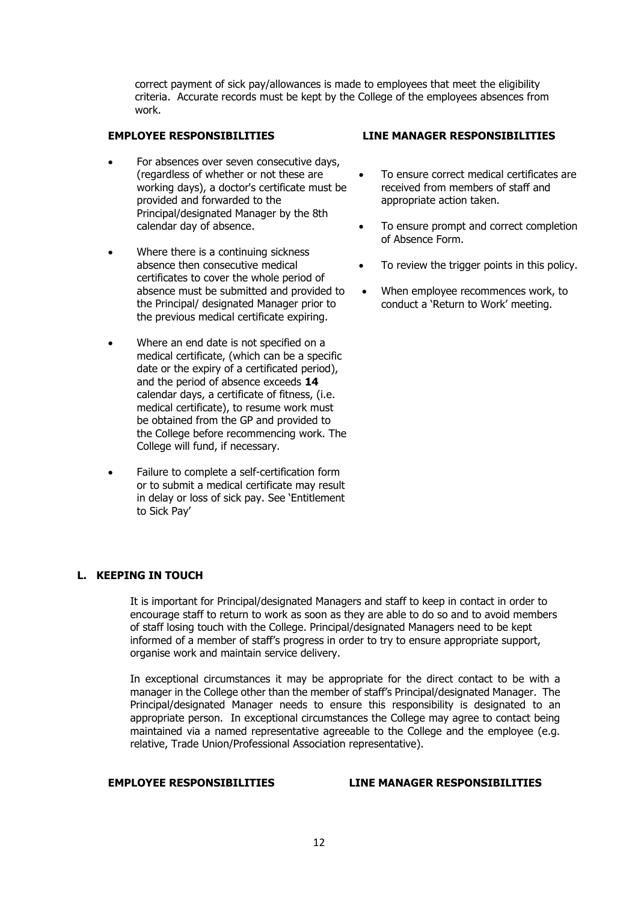correct payment of sick pay/allowances is made to employees that meet the eligibility criteria. Accurate records must be kept by the College of the employees absences from work.

**EMPLOYEE RESPONSIBILITIES**

- For absences over seven consecutive days, (regardless of whether or not these are working days), a doctor's certificate must be provided and forwarded to the Principal/designated Manager by the 8th calendar day of absence.
- Where there is a continuing sickness absence then consecutive medical certificates to cover the whole period of absence must be submitted and provided to the Principal/ designated Manager prior to the previous medical certificate expiring.
- Where an end date is not specified on a medical certificate, (which can be a specific date or the expiry of a certificated period), and the period of absence exceeds **14** calendar days, a certificate of fitness, (i.e. medical certificate), to resume work must be obtained from the GP and provided to the College before recommencing work. The College will fund, if necessary.
- Failure to complete a self-certification form or to submit a medical certificate may result in delay or loss of sick pay. See 'Entitlement to Sick Pay'

**LINE MANAGER RESPONSIBILITIES**

- To ensure correct medical certificates are received from members of staff and appropriate action taken.
- To ensure prompt and correct completion of Absence Form.
- To review the trigger points in this policy.
- When employee recommences work, to conduct a 'Return to Work' meeting.

## L. KEEPING IN TOUCH

It is important for Principal/designated Managers and staff to keep in contact in order to encourage staff to return to work as soon as they are able to do so and to avoid members of staff losing touch with the College. Principal/designated Managers need to be kept informed of a member of staff's progress in order to try to ensure appropriate support, organise work and maintain service delivery.

In exceptional circumstances it may be appropriate for the direct contact to be with a manager in the College other than the member of staff's Principal/designated Manager. The Principal/designated Manager needs to ensure this responsibility is designated to an appropriate person. In exceptional circumstances the College may agree to contact being maintained via a named representative agreeable to the College and the employee (e.g. relative, Trade Union/Professional Association representative).

**EMPLOYEE RESPONSIBILITIES**

**LINE MANAGER RESPONSIBILITIES**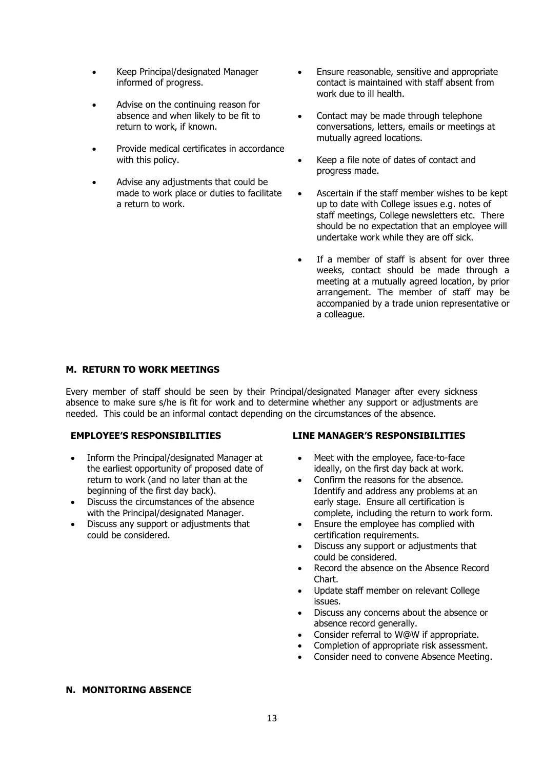- Keep Principal/designated Manager informed of progress.
- Advise on the continuing reason for absence and when likely to be fit to return to work, if known.
- Provide medical certificates in accordance with this policy.
- Advise any adjustments that could be made to work place or duties to facilitate a return to work.

- Ensure reasonable, sensitive and appropriate contact is maintained with staff absent from work due to ill health.
- Contact may be made through telephone conversations, letters, emails or meetings at mutually agreed locations.
- Keep a file note of dates of contact and progress made.
- Ascertain if the staff member wishes to be kept up to date with College issues e.g. notes of staff meetings, College newsletters etc. There should be no expectation that an employee will undertake work while they are off sick.
- If a member of staff is absent for over three weeks, contact should be made through a meeting at a mutually agreed location, by prior arrangement. The member of staff may be accompanied by a trade union representative or a colleague.

## M. RETURN TO WORK MEETINGS

Every member of staff should be seen by their Principal/designated Manager after every sickness absence to make sure s/he is fit for work and to determine whether any support or adjustments are needed. This could be an informal contact depending on the circumstances of the absence.

**EMPLOYEE'S RESPONSIBILITIES**

- Inform the Principal/designated Manager at the earliest opportunity of proposed date of return to work (and no later than at the beginning of the first day back).
- Discuss the circumstances of the absence with the Principal/designated Manager.
- Discuss any support or adjustments that could be considered.

**LINE MANAGER'S RESPONSIBILITIES**

- Meet with the employee, face-to-face ideally, on the first day back at work.
- Confirm the reasons for the absence. Identify and address any problems at an early stage. Ensure all certification is complete, including the return to work form.
- Ensure the employee has complied with certification requirements.
- Discuss any support or adjustments that could be considered.
- Record the absence on the Absence Record Chart.
- Update staff member on relevant College issues.
- Discuss any concerns about the absence or absence record generally.
- Consider referral to W@W if appropriate.
- Completion of appropriate risk assessment.
- Consider need to convene Absence Meeting.

## N. MONITORING ABSENCE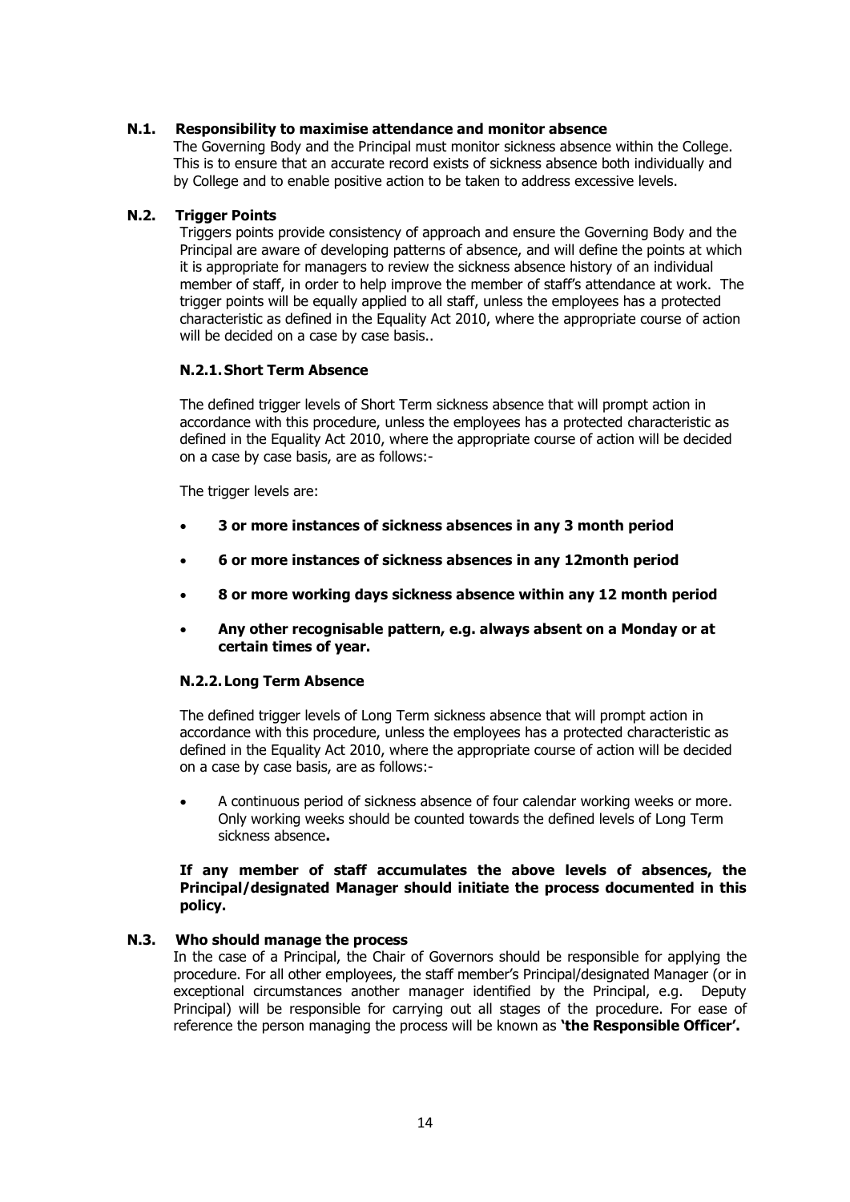## N.1. Responsibility to maximise attendance and monitor absence

The Governing Body and the Principal must monitor sickness absence within the College. This is to ensure that an accurate record exists of sickness absence both individually and by College and to enable positive action to be taken to address excessive levels.

## N.2. Trigger Points

Triggers points provide consistency of approach and ensure the Governing Body and the Principal are aware of developing patterns of absence, and will define the points at which it is appropriate for managers to review the sickness absence history of an individual member of staff, in order to help improve the member of staff's attendance at work. The trigger points will be equally applied to all staff, unless the employees has a protected characteristic as defined in the Equality Act 2010, where the appropriate course of action will be decided on a case by case basis..

### N.2.1. Short Term Absence

The defined trigger levels of Short Term sickness absence that will prompt action in accordance with this procedure, unless the employees has a protected characteristic as defined in the Equality Act 2010, where the appropriate course of action will be decided on a case by case basis, are as follows:-

The trigger levels are:

- **3 or more instances of sickness absences in any 3 month period**
- **6 or more instances of sickness absences in any 12month period**
- **8 or more working days sickness absence within any 12 month period**
- **Any other recognisable pattern, e.g. always absent on a Monday or at certain times of year.**

### N.2.2. Long Term Absence

The defined trigger levels of Long Term sickness absence that will prompt action in accordance with this procedure, unless the employees has a protected characteristic as defined in the Equality Act 2010, where the appropriate course of action will be decided on a case by case basis, are as follows:-

- A continuous period of sickness absence of four calendar working weeks or more. Only working weeks should be counted towards the defined levels of Long Term sickness absence**.**

**If any member of staff accumulates the above levels of absences, the Principal/designated Manager should initiate the process documented in this policy.**

## N.3. Who should manage the process

In the case of a Principal, the Chair of Governors should be responsible for applying the procedure. For all other employees, the staff member's Principal/designated Manager (or in exceptional circumstances another manager identified by the Principal, e.g. Deputy Principal) will be responsible for carrying out all stages of the procedure. For ease of reference the person managing the process will be known as **'the Responsible Officer'.**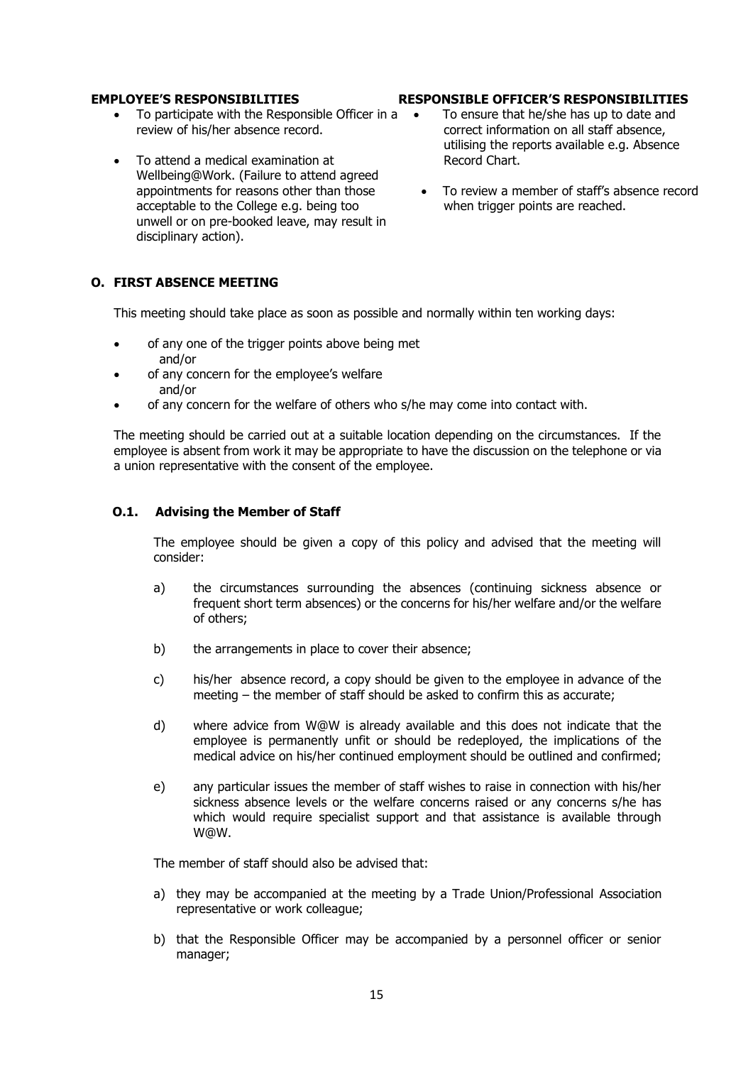**EMPLOYEE'S RESPONSIBILITIES**

- To participate with the Responsible Officer in a review of his/her absence record.
- To attend a medical examination at Wellbeing@Work. (Failure to attend agreed appointments for reasons other than those acceptable to the College e.g. being too unwell or on pre-booked leave, may result in disciplinary action).

**RESPONSIBLE OFFICER'S RESPONSIBILITIES**

- To ensure that he/she has up to date and correct information on all staff absence, utilising the reports available e.g. Absence Record Chart.
- To review a member of staff's absence record when trigger points are reached.

## O. FIRST ABSENCE MEETING

This meeting should take place as soon as possible and normally within ten working days:

- of any one of the trigger points above being met
  and/or
- of any concern for the employee's welfare
  and/or
- of any concern for the welfare of others who s/he may come into contact with.

The meeting should be carried out at a suitable location depending on the circumstances. If the employee is absent from work it may be appropriate to have the discussion on the telephone or via a union representative with the consent of the employee.

### O.1. Advising the Member of Staff

The employee should be given a copy of this policy and advised that the meeting will consider:

a) the circumstances surrounding the absences (continuing sickness absence or frequent short term absences) or the concerns for his/her welfare and/or the welfare of others;

b) the arrangements in place to cover their absence;

c) his/her absence record, a copy should be given to the employee in advance of the meeting – the member of staff should be asked to confirm this as accurate;

d) where advice from W@W is already available and this does not indicate that the employee is permanently unfit or should be redeployed, the implications of the medical advice on his/her continued employment should be outlined and confirmed;

e) any particular issues the member of staff wishes to raise in connection with his/her sickness absence levels or the welfare concerns raised or any concerns s/he has which would require specialist support and that assistance is available through W@W.

The member of staff should also be advised that:

a) they may be accompanied at the meeting by a Trade Union/Professional Association representative or work colleague;

b) that the Responsible Officer may be accompanied by a personnel officer or senior manager;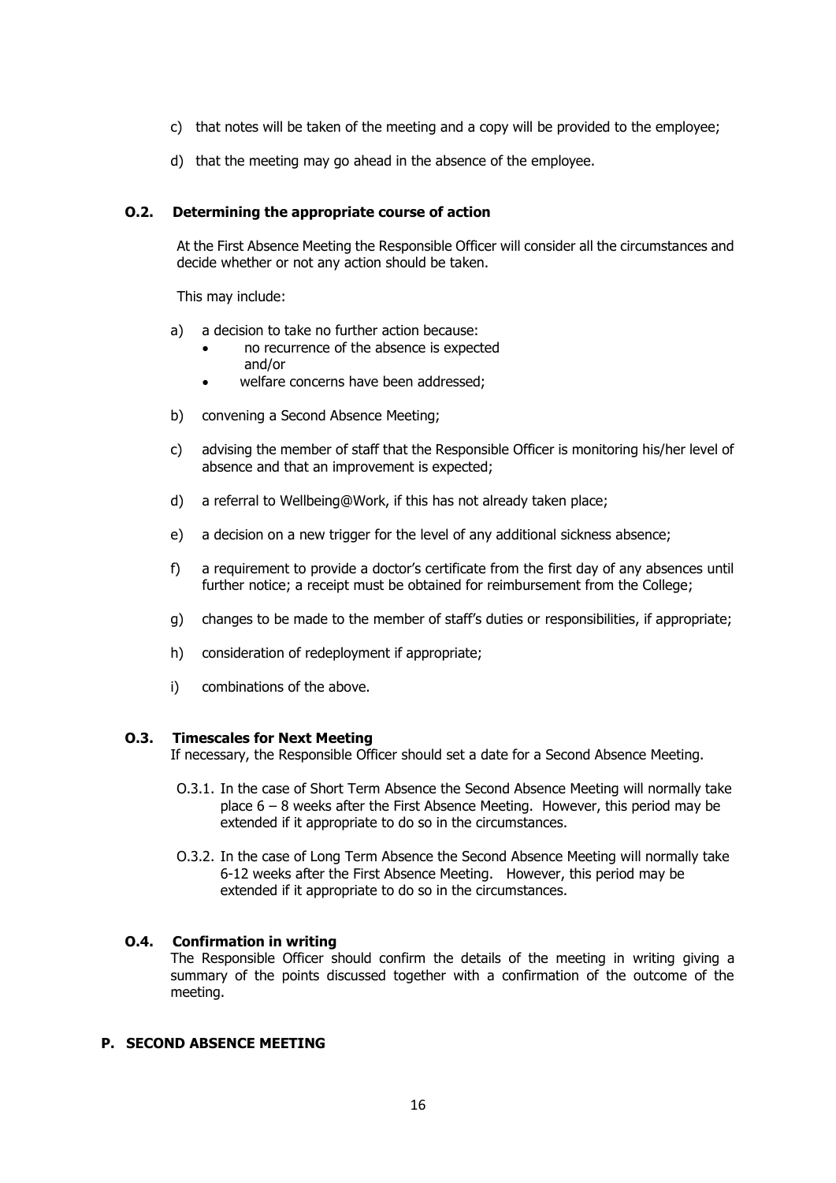c) that notes will be taken of the meeting and a copy will be provided to the employee;

d) that the meeting may go ahead in the absence of the employee.

### O.2. Determining the appropriate course of action

At the First Absence Meeting the Responsible Officer will consider all the circumstances and decide whether or not any action should be taken.

This may include:

a) a decision to take no further action because:
   - no recurrence of the absence is expected and/or
   - welfare concerns have been addressed;

b) convening a Second Absence Meeting;

c) advising the member of staff that the Responsible Officer is monitoring his/her level of absence and that an improvement is expected;

d) a referral to Wellbeing@Work, if this has not already taken place;

e) a decision on a new trigger for the level of any additional sickness absence;

f) a requirement to provide a doctor's certificate from the first day of any absences until further notice; a receipt must be obtained for reimbursement from the College;

g) changes to be made to the member of staff's duties or responsibilities, if appropriate;

h) consideration of redeployment if appropriate;

i) combinations of the above.

### O.3. Timescales for Next Meeting

If necessary, the Responsible Officer should set a date for a Second Absence Meeting.

O.3.1. In the case of Short Term Absence the Second Absence Meeting will normally take place 6 – 8 weeks after the First Absence Meeting. However, this period may be extended if it appropriate to do so in the circumstances.

O.3.2. In the case of Long Term Absence the Second Absence Meeting will normally take 6-12 weeks after the First Absence Meeting. However, this period may be extended if it appropriate to do so in the circumstances.

### O.4. Confirmation in writing

The Responsible Officer should confirm the details of the meeting in writing giving a summary of the points discussed together with a confirmation of the outcome of the meeting.

## P. SECOND ABSENCE MEETING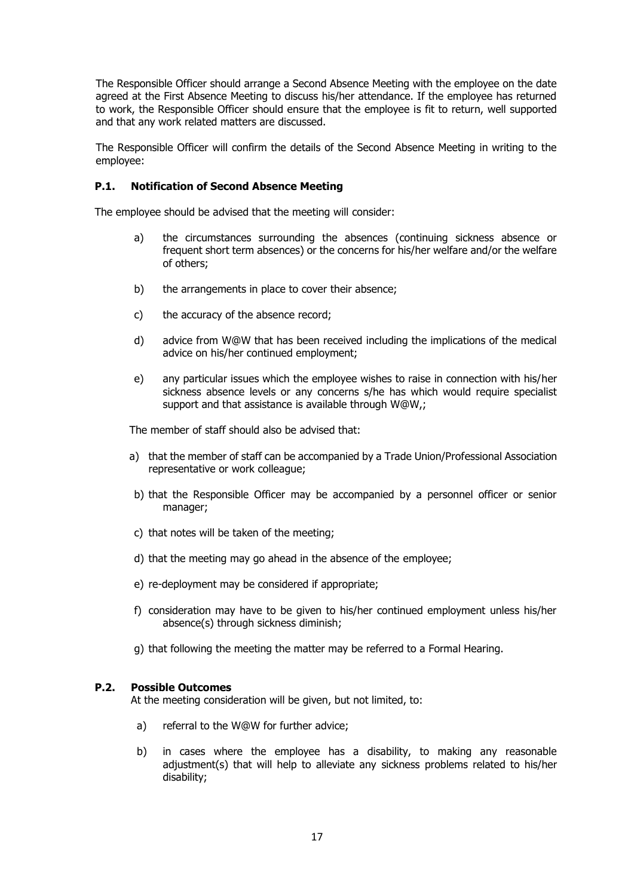The Responsible Officer should arrange a Second Absence Meeting with the employee on the date agreed at the First Absence Meeting to discuss his/her attendance. If the employee has returned to work, the Responsible Officer should ensure that the employee is fit to return, well supported and that any work related matters are discussed.

The Responsible Officer will confirm the details of the Second Absence Meeting in writing to the employee:

### P.1. Notification of Second Absence Meeting

The employee should be advised that the meeting will consider:

a) the circumstances surrounding the absences (continuing sickness absence or frequent short term absences) or the concerns for his/her welfare and/or the welfare of others;

b) the arrangements in place to cover their absence;

c) the accuracy of the absence record;

d) advice from W@W that has been received including the implications of the medical advice on his/her continued employment;

e) any particular issues which the employee wishes to raise in connection with his/her sickness absence levels or any concerns s/he has which would require specialist support and that assistance is available through W@W,;

The member of staff should also be advised that:

a) that the member of staff can be accompanied by a Trade Union/Professional Association representative or work colleague;

b) that the Responsible Officer may be accompanied by a personnel officer or senior manager;

c) that notes will be taken of the meeting;

d) that the meeting may go ahead in the absence of the employee;

e) re-deployment may be considered if appropriate;

f) consideration may have to be given to his/her continued employment unless his/her absence(s) through sickness diminish;

g) that following the meeting the matter may be referred to a Formal Hearing.

### P.2. Possible Outcomes

At the meeting consideration will be given, but not limited, to:

a) referral to the W@W for further advice;

b) in cases where the employee has a disability, to making any reasonable adjustment(s) that will help to alleviate any sickness problems related to his/her disability;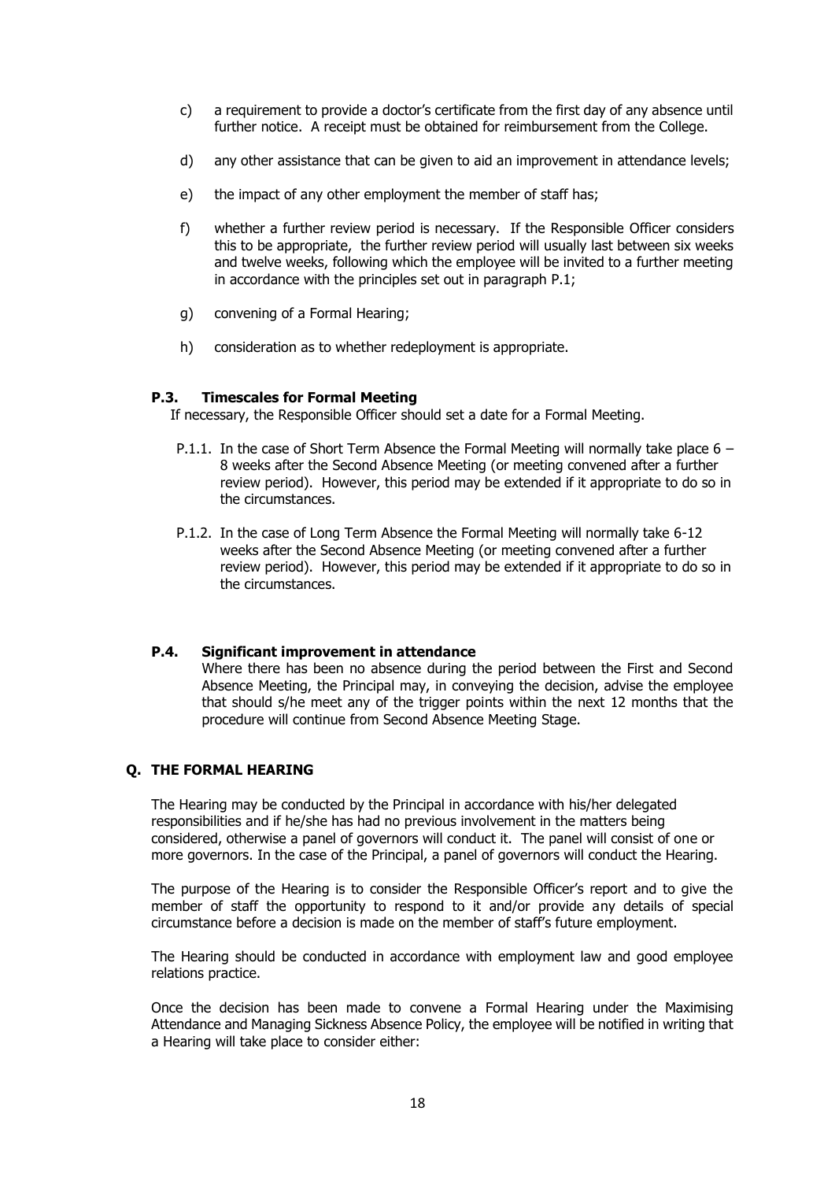c) a requirement to provide a doctor's certificate from the first day of any absence until further notice. A receipt must be obtained for reimbursement from the College.

d) any other assistance that can be given to aid an improvement in attendance levels;

e) the impact of any other employment the member of staff has;

f) whether a further review period is necessary. If the Responsible Officer considers this to be appropriate, the further review period will usually last between six weeks and twelve weeks, following which the employee will be invited to a further meeting in accordance with the principles set out in paragraph P.1;

g) convening of a Formal Hearing;

h) consideration as to whether redeployment is appropriate.

### P.3. Timescales for Formal Meeting

If necessary, the Responsible Officer should set a date for a Formal Meeting.

P.1.1. In the case of Short Term Absence the Formal Meeting will normally take place 6 – 8 weeks after the Second Absence Meeting (or meeting convened after a further review period). However, this period may be extended if it appropriate to do so in the circumstances.

P.1.2. In the case of Long Term Absence the Formal Meeting will normally take 6-12 weeks after the Second Absence Meeting (or meeting convened after a further review period). However, this period may be extended if it appropriate to do so in the circumstances.

### P.4. Significant improvement in attendance

Where there has been no absence during the period between the First and Second Absence Meeting, the Principal may, in conveying the decision, advise the employee that should s/he meet any of the trigger points within the next 12 months that the procedure will continue from Second Absence Meeting Stage.

## Q. THE FORMAL HEARING

The Hearing may be conducted by the Principal in accordance with his/her delegated responsibilities and if he/she has had no previous involvement in the matters being considered, otherwise a panel of governors will conduct it. The panel will consist of one or more governors. In the case of the Principal, a panel of governors will conduct the Hearing.

The purpose of the Hearing is to consider the Responsible Officer's report and to give the member of staff the opportunity to respond to it and/or provide any details of special circumstance before a decision is made on the member of staff's future employment.

The Hearing should be conducted in accordance with employment law and good employee relations practice.

Once the decision has been made to convene a Formal Hearing under the Maximising Attendance and Managing Sickness Absence Policy, the employee will be notified in writing that a Hearing will take place to consider either: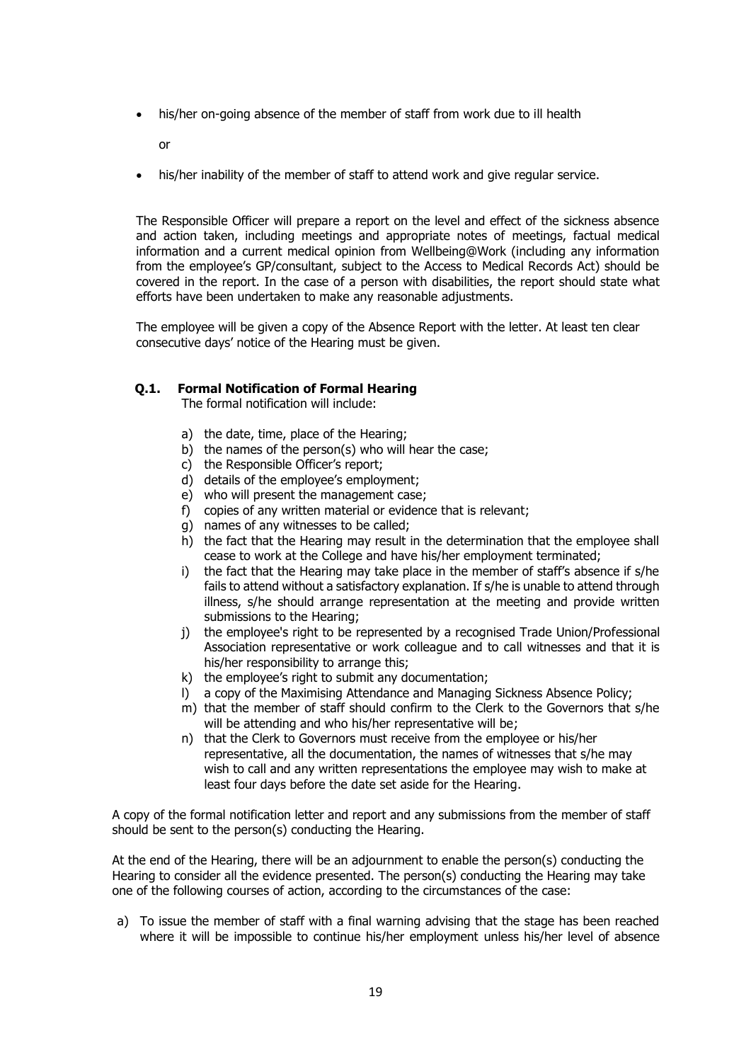- his/her on-going absence of the member of staff from work due to ill health

  or

- his/her inability of the member of staff to attend work and give regular service.

The Responsible Officer will prepare a report on the level and effect of the sickness absence and action taken, including meetings and appropriate notes of meetings, factual medical information and a current medical opinion from Wellbeing@Work (including any information from the employee's GP/consultant, subject to the Access to Medical Records Act) should be covered in the report. In the case of a person with disabilities, the report should state what efforts have been undertaken to make any reasonable adjustments.

The employee will be given a copy of the Absence Report with the letter. At least ten clear consecutive days' notice of the Hearing must be given.

### Q.1. Formal Notification of Formal Hearing

The formal notification will include:

a) the date, time, place of the Hearing;
b) the names of the person(s) who will hear the case;
c) the Responsible Officer's report;
d) details of the employee's employment;
e) who will present the management case;
f) copies of any written material or evidence that is relevant;
g) names of any witnesses to be called;
h) the fact that the Hearing may result in the determination that the employee shall cease to work at the College and have his/her employment terminated;
i) the fact that the Hearing may take place in the member of staff's absence if s/he fails to attend without a satisfactory explanation. If s/he is unable to attend through illness, s/he should arrange representation at the meeting and provide written submissions to the Hearing;
j) the employee's right to be represented by a recognised Trade Union/Professional Association representative or work colleague and to call witnesses and that it is his/her responsibility to arrange this;
k) the employee's right to submit any documentation;
l) a copy of the Maximising Attendance and Managing Sickness Absence Policy;
m) that the member of staff should confirm to the Clerk to the Governors that s/he will be attending and who his/her representative will be;
n) that the Clerk to Governors must receive from the employee or his/her representative, all the documentation, the names of witnesses that s/he may wish to call and any written representations the employee may wish to make at least four days before the date set aside for the Hearing.

A copy of the formal notification letter and report and any submissions from the member of staff should be sent to the person(s) conducting the Hearing.

At the end of the Hearing, there will be an adjournment to enable the person(s) conducting the Hearing to consider all the evidence presented. The person(s) conducting the Hearing may take one of the following courses of action, according to the circumstances of the case:

a) To issue the member of staff with a final warning advising that the stage has been reached where it will be impossible to continue his/her employment unless his/her level of absence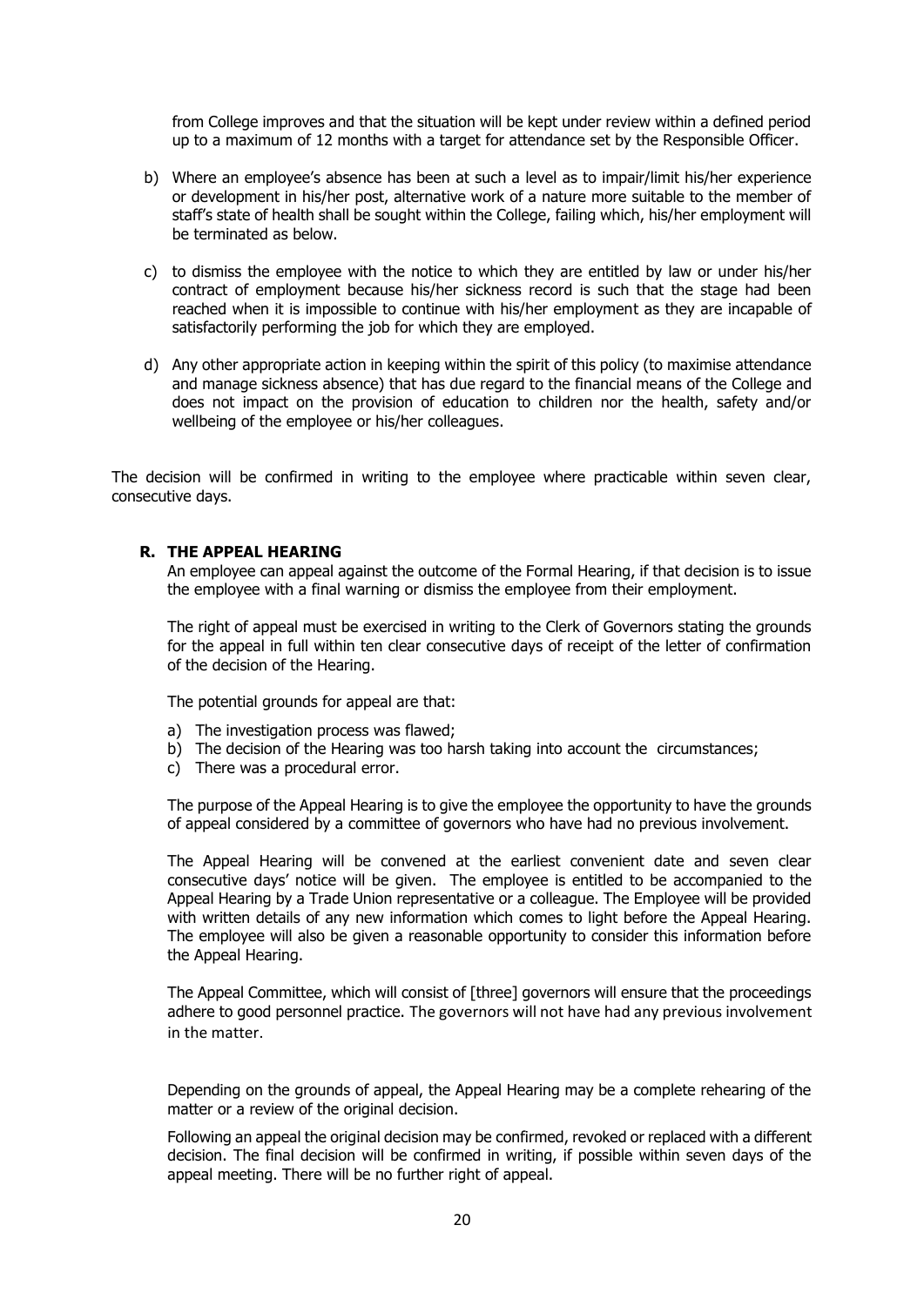from College improves and that the situation will be kept under review within a defined period up to a maximum of 12 months with a target for attendance set by the Responsible Officer.

b) Where an employee's absence has been at such a level as to impair/limit his/her experience or development in his/her post, alternative work of a nature more suitable to the member of staff's state of health shall be sought within the College, failing which, his/her employment will be terminated as below.

c) to dismiss the employee with the notice to which they are entitled by law or under his/her contract of employment because his/her sickness record is such that the stage had been reached when it is impossible to continue with his/her employment as they are incapable of satisfactorily performing the job for which they are employed.

d) Any other appropriate action in keeping within the spirit of this policy (to maximise attendance and manage sickness absence) that has due regard to the financial means of the College and does not impact on the provision of education to children nor the health, safety and/or wellbeing of the employee or his/her colleagues.

The decision will be confirmed in writing to the employee where practicable within seven clear, consecutive days.

### R. THE APPEAL HEARING

An employee can appeal against the outcome of the Formal Hearing, if that decision is to issue the employee with a final warning or dismiss the employee from their employment.

The right of appeal must be exercised in writing to the Clerk of Governors stating the grounds for the appeal in full within ten clear consecutive days of receipt of the letter of confirmation of the decision of the Hearing.

The potential grounds for appeal are that:

a) The investigation process was flawed;
b) The decision of the Hearing was too harsh taking into account the circumstances;
c) There was a procedural error.

The purpose of the Appeal Hearing is to give the employee the opportunity to have the grounds of appeal considered by a committee of governors who have had no previous involvement.

The Appeal Hearing will be convened at the earliest convenient date and seven clear consecutive days' notice will be given. The employee is entitled to be accompanied to the Appeal Hearing by a Trade Union representative or a colleague. The Employee will be provided with written details of any new information which comes to light before the Appeal Hearing. The employee will also be given a reasonable opportunity to consider this information before the Appeal Hearing.

The Appeal Committee, which will consist of [three] governors will ensure that the proceedings adhere to good personnel practice. The governors will not have had any previous involvement in the matter.

Depending on the grounds of appeal, the Appeal Hearing may be a complete rehearing of the matter or a review of the original decision.

Following an appeal the original decision may be confirmed, revoked or replaced with a different decision. The final decision will be confirmed in writing, if possible within seven days of the appeal meeting. There will be no further right of appeal.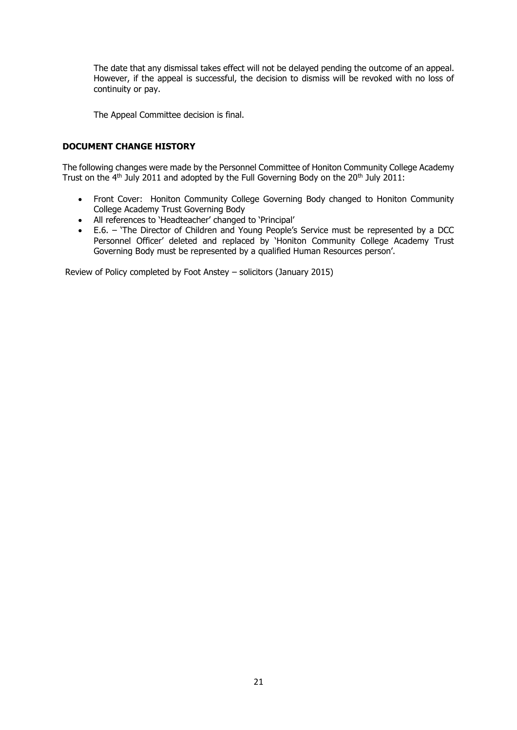The date that any dismissal takes effect will not be delayed pending the outcome of an appeal. However, if the appeal is successful, the decision to dismiss will be revoked with no loss of continuity or pay.

The Appeal Committee decision is final.

**DOCUMENT CHANGE HISTORY**

The following changes were made by the Personnel Committee of Honiton Community College Academy Trust on the 4th July 2011 and adopted by the Full Governing Body on the 20th July 2011:

- Front Cover: Honiton Community College Governing Body changed to Honiton Community College Academy Trust Governing Body
- All references to 'Headteacher' changed to 'Principal'
- E.6. – 'The Director of Children and Young People's Service must be represented by a DCC Personnel Officer' deleted and replaced by 'Honiton Community College Academy Trust Governing Body must be represented by a qualified Human Resources person'.

Review of Policy completed by Foot Anstey – solicitors (January 2015)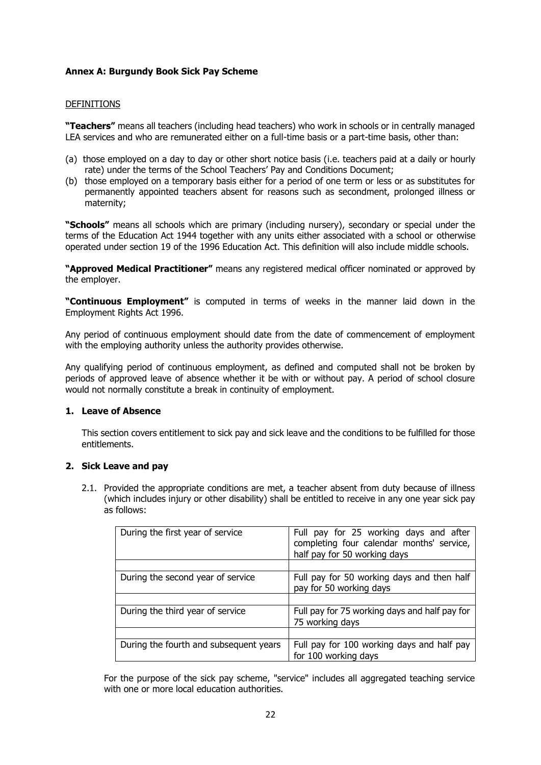**Annex A: Burgundy Book Sick Pay Scheme**

DEFINITIONS

**"Teachers"** means all teachers (including head teachers) who work in schools or in centrally managed LEA services and who are remunerated either on a full-time basis or a part-time basis, other than:

(a) those employed on a day to day or other short notice basis (i.e. teachers paid at a daily or hourly rate) under the terms of the School Teachers' Pay and Conditions Document;
(b) those employed on a temporary basis either for a period of one term or less or as substitutes for permanently appointed teachers absent for reasons such as secondment, prolonged illness or maternity;

**"Schools"** means all schools which are primary (including nursery), secondary or special under the terms of the Education Act 1944 together with any units either associated with a school or otherwise operated under section 19 of the 1996 Education Act. This definition will also include middle schools.

**"Approved Medical Practitioner"** means any registered medical officer nominated or approved by the employer.

**"Continuous Employment"** is computed in terms of weeks in the manner laid down in the Employment Rights Act 1996.

Any period of continuous employment should date from the date of commencement of employment with the employing authority unless the authority provides otherwise.

Any qualifying period of continuous employment, as defined and computed shall not be broken by periods of approved leave of absence whether it be with or without pay. A period of school closure would not normally constitute a break in continuity of employment.

**1. Leave of Absence**

This section covers entitlement to sick pay and sick leave and the conditions to be fulfilled for those entitlements.

**2. Sick Leave and pay**

2.1. Provided the appropriate conditions are met, a teacher absent from duty because of illness (which includes injury or other disability) shall be entitled to receive in any one year sick pay as follows:

| | |
|---|---|
| During the first year of service | Full pay for 25 working days and after completing four calendar months' service, half pay for 50 working days |
| During the second year of service | Full pay for 50 working days and then half pay for 50 working days |
| During the third year of service | Full pay for 75 working days and half pay for 75 working days |
| During the fourth and subsequent years | Full pay for 100 working days and half pay for 100 working days |

For the purpose of the sick pay scheme, "service" includes all aggregated teaching service with one or more local education authorities.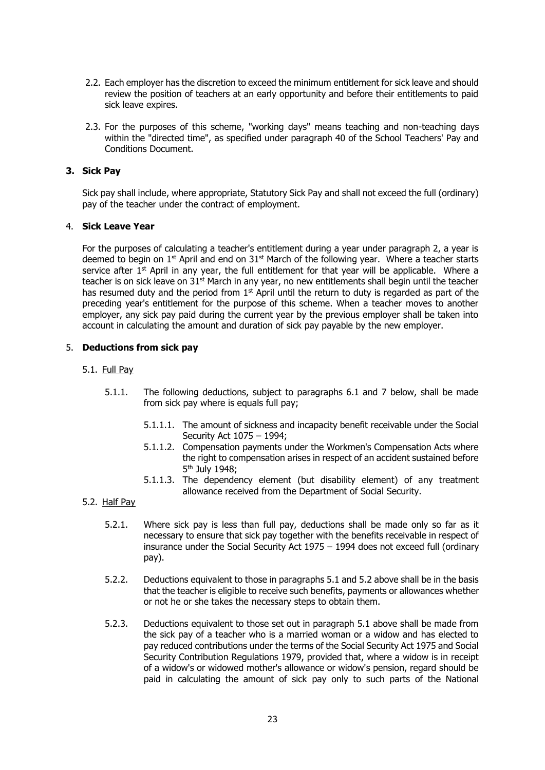2.2. Each employer has the discretion to exceed the minimum entitlement for sick leave and should review the position of teachers at an early opportunity and before their entitlements to paid sick leave expires.

2.3. For the purposes of this scheme, "working days" means teaching and non-teaching days within the "directed time", as specified under paragraph 40 of the School Teachers' Pay and Conditions Document.

### 3. Sick Pay

Sick pay shall include, where appropriate, Statutory Sick Pay and shall not exceed the full (ordinary) pay of the teacher under the contract of employment.

### 4. Sick Leave Year

For the purposes of calculating a teacher's entitlement during a year under paragraph 2, a year is deemed to begin on 1st April and end on 31st March of the following year. Where a teacher starts service after 1st April in any year, the full entitlement for that year will be applicable. Where a teacher is on sick leave on 31st March in any year, no new entitlements shall begin until the teacher has resumed duty and the period from 1st April until the return to duty is regarded as part of the preceding year's entitlement for the purpose of this scheme. When a teacher moves to another employer, any sick pay paid during the current year by the previous employer shall be taken into account in calculating the amount and duration of sick pay payable by the new employer.

### 5. Deductions from sick pay

5.1. Full Pay

5.1.1. The following deductions, subject to paragraphs 6.1 and 7 below, shall be made from sick pay where is equals full pay;

5.1.1.1. The amount of sickness and incapacity benefit receivable under the Social Security Act 1075 – 1994;

5.1.1.2. Compensation payments under the Workmen's Compensation Acts where the right to compensation arises in respect of an accident sustained before 5th July 1948;

5.1.1.3. The dependency element (but disability element) of any treatment allowance received from the Department of Social Security.

5.2. Half Pay

5.2.1. Where sick pay is less than full pay, deductions shall be made only so far as it necessary to ensure that sick pay together with the benefits receivable in respect of insurance under the Social Security Act 1975 – 1994 does not exceed full (ordinary pay).

5.2.2. Deductions equivalent to those in paragraphs 5.1 and 5.2 above shall be in the basis that the teacher is eligible to receive such benefits, payments or allowances whether or not he or she takes the necessary steps to obtain them.

5.2.3. Deductions equivalent to those set out in paragraph 5.1 above shall be made from the sick pay of a teacher who is a married woman or a widow and has elected to pay reduced contributions under the terms of the Social Security Act 1975 and Social Security Contribution Regulations 1979, provided that, where a widow is in receipt of a widow's or widowed mother's allowance or widow's pension, regard should be paid in calculating the amount of sick pay only to such parts of the National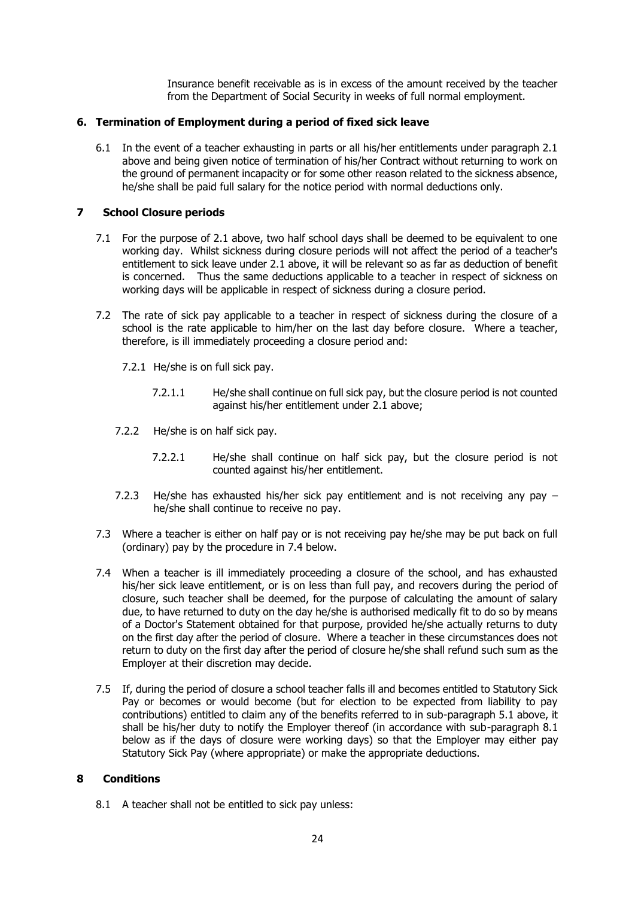Insurance benefit receivable as is in excess of the amount received by the teacher from the Department of Social Security in weeks of full normal employment.

## 6. Termination of Employment during a period of fixed sick leave

6.1 In the event of a teacher exhausting in parts or all his/her entitlements under paragraph 2.1 above and being given notice of termination of his/her Contract without returning to work on the ground of permanent incapacity or for some other reason related to the sickness absence, he/she shall be paid full salary for the notice period with normal deductions only.

## 7 School Closure periods

7.1 For the purpose of 2.1 above, two half school days shall be deemed to be equivalent to one working day. Whilst sickness during closure periods will not affect the period of a teacher's entitlement to sick leave under 2.1 above, it will be relevant so as far as deduction of benefit is concerned. Thus the same deductions applicable to a teacher in respect of sickness on working days will be applicable in respect of sickness during a closure period.

7.2 The rate of sick pay applicable to a teacher in respect of sickness during the closure of a school is the rate applicable to him/her on the last day before closure. Where a teacher, therefore, is ill immediately proceeding a closure period and:

7.2.1 He/she is on full sick pay.

7.2.1.1 He/she shall continue on full sick pay, but the closure period is not counted against his/her entitlement under 2.1 above;

7.2.2 He/she is on half sick pay.

7.2.2.1 He/she shall continue on half sick pay, but the closure period is not counted against his/her entitlement.

7.2.3 He/she has exhausted his/her sick pay entitlement and is not receiving any pay – he/she shall continue to receive no pay.

7.3 Where a teacher is either on half pay or is not receiving pay he/she may be put back on full (ordinary) pay by the procedure in 7.4 below.

7.4 When a teacher is ill immediately proceeding a closure of the school, and has exhausted his/her sick leave entitlement, or is on less than full pay, and recovers during the period of closure, such teacher shall be deemed, for the purpose of calculating the amount of salary due, to have returned to duty on the day he/she is authorised medically fit to do so by means of a Doctor's Statement obtained for that purpose, provided he/she actually returns to duty on the first day after the period of closure. Where a teacher in these circumstances does not return to duty on the first day after the period of closure he/she shall refund such sum as the Employer at their discretion may decide.

7.5 If, during the period of closure a school teacher falls ill and becomes entitled to Statutory Sick Pay or becomes or would become (but for election to be expected from liability to pay contributions) entitled to claim any of the benefits referred to in sub-paragraph 5.1 above, it shall be his/her duty to notify the Employer thereof (in accordance with sub-paragraph 8.1 below as if the days of closure were working days) so that the Employer may either pay Statutory Sick Pay (where appropriate) or make the appropriate deductions.

## 8 Conditions

8.1 A teacher shall not be entitled to sick pay unless: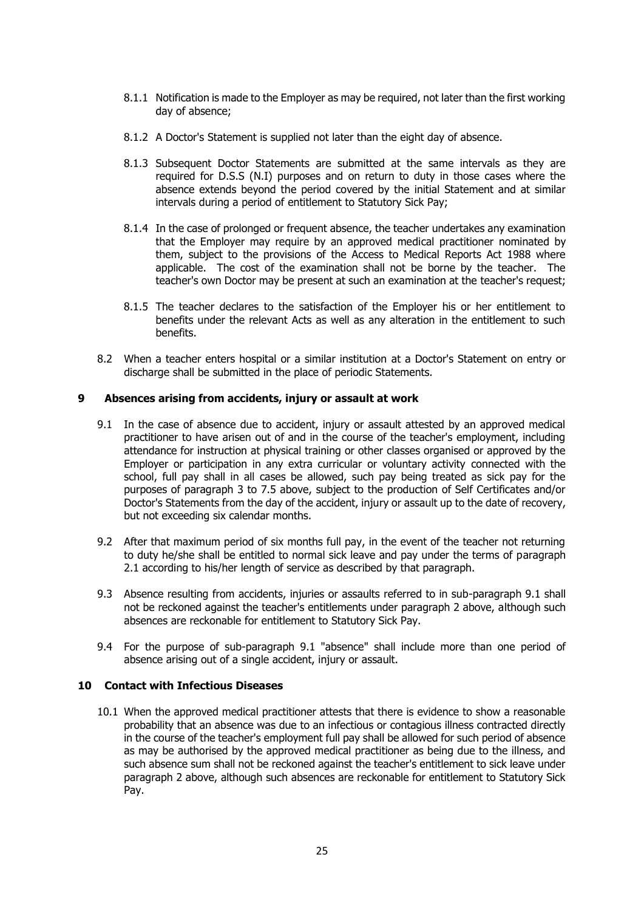8.1.1 Notification is made to the Employer as may be required, not later than the first working day of absence;

8.1.2 A Doctor's Statement is supplied not later than the eight day of absence.

8.1.3 Subsequent Doctor Statements are submitted at the same intervals as they are required for D.S.S (N.I) purposes and on return to duty in those cases where the absence extends beyond the period covered by the initial Statement and at similar intervals during a period of entitlement to Statutory Sick Pay;

8.1.4 In the case of prolonged or frequent absence, the teacher undertakes any examination that the Employer may require by an approved medical practitioner nominated by them, subject to the provisions of the Access to Medical Reports Act 1988 where applicable. The cost of the examination shall not be borne by the teacher. The teacher's own Doctor may be present at such an examination at the teacher's request;

8.1.5 The teacher declares to the satisfaction of the Employer his or her entitlement to benefits under the relevant Acts as well as any alteration in the entitlement to such benefits.

8.2 When a teacher enters hospital or a similar institution at a Doctor's Statement on entry or discharge shall be submitted in the place of periodic Statements.

## 9 Absences arising from accidents, injury or assault at work

9.1 In the case of absence due to accident, injury or assault attested by an approved medical practitioner to have arisen out of and in the course of the teacher's employment, including attendance for instruction at physical training or other classes organised or approved by the Employer or participation in any extra curricular or voluntary activity connected with the school, full pay shall in all cases be allowed, such pay being treated as sick pay for the purposes of paragraph 3 to 7.5 above, subject to the production of Self Certificates and/or Doctor's Statements from the day of the accident, injury or assault up to the date of recovery, but not exceeding six calendar months.

9.2 After that maximum period of six months full pay, in the event of the teacher not returning to duty he/she shall be entitled to normal sick leave and pay under the terms of paragraph 2.1 according to his/her length of service as described by that paragraph.

9.3 Absence resulting from accidents, injuries or assaults referred to in sub-paragraph 9.1 shall not be reckoned against the teacher's entitlements under paragraph 2 above, although such absences are reckonable for entitlement to Statutory Sick Pay.

9.4 For the purpose of sub-paragraph 9.1 "absence" shall include more than one period of absence arising out of a single accident, injury or assault.

## 10 Contact with Infectious Diseases

10.1 When the approved medical practitioner attests that there is evidence to show a reasonable probability that an absence was due to an infectious or contagious illness contracted directly in the course of the teacher's employment full pay shall be allowed for such period of absence as may be authorised by the approved medical practitioner as being due to the illness, and such absence sum shall not be reckoned against the teacher's entitlement to sick leave under paragraph 2 above, although such absences are reckonable for entitlement to Statutory Sick Pay.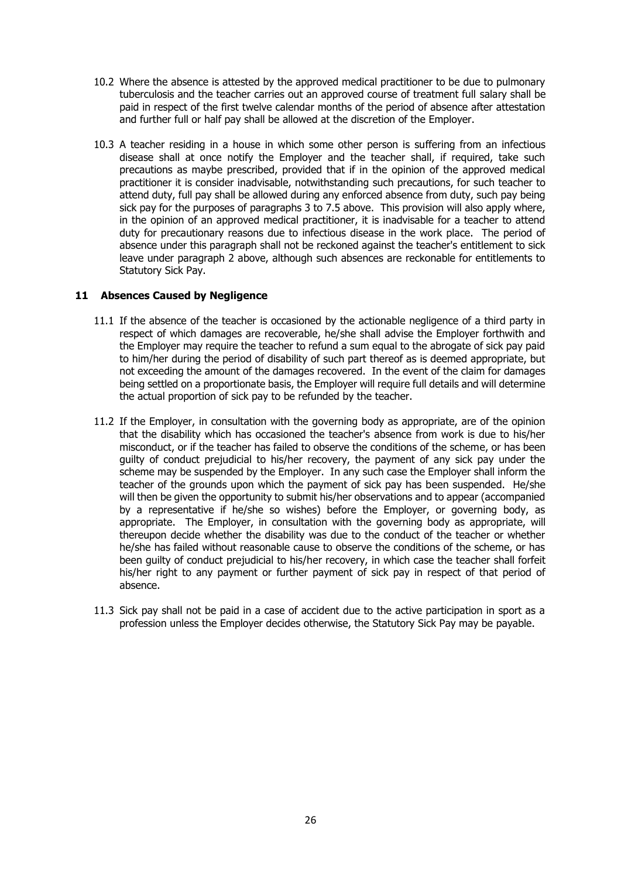10.2 Where the absence is attested by the approved medical practitioner to be due to pulmonary tuberculosis and the teacher carries out an approved course of treatment full salary shall be paid in respect of the first twelve calendar months of the period of absence after attestation and further full or half pay shall be allowed at the discretion of the Employer.

10.3 A teacher residing in a house in which some other person is suffering from an infectious disease shall at once notify the Employer and the teacher shall, if required, take such precautions as maybe prescribed, provided that if in the opinion of the approved medical practitioner it is consider inadvisable, notwithstanding such precautions, for such teacher to attend duty, full pay shall be allowed during any enforced absence from duty, such pay being sick pay for the purposes of paragraphs 3 to 7.5 above. This provision will also apply where, in the opinion of an approved medical practitioner, it is inadvisable for a teacher to attend duty for precautionary reasons due to infectious disease in the work place. The period of absence under this paragraph shall not be reckoned against the teacher's entitlement to sick leave under paragraph 2 above, although such absences are reckonable for entitlements to Statutory Sick Pay.

## 11 Absences Caused by Negligence

11.1 If the absence of the teacher is occasioned by the actionable negligence of a third party in respect of which damages are recoverable, he/she shall advise the Employer forthwith and the Employer may require the teacher to refund a sum equal to the abrogate of sick pay paid to him/her during the period of disability of such part thereof as is deemed appropriate, but not exceeding the amount of the damages recovered. In the event of the claim for damages being settled on a proportionate basis, the Employer will require full details and will determine the actual proportion of sick pay to be refunded by the teacher.

11.2 If the Employer, in consultation with the governing body as appropriate, are of the opinion that the disability which has occasioned the teacher's absence from work is due to his/her misconduct, or if the teacher has failed to observe the conditions of the scheme, or has been guilty of conduct prejudicial to his/her recovery, the payment of any sick pay under the scheme may be suspended by the Employer. In any such case the Employer shall inform the teacher of the grounds upon which the payment of sick pay has been suspended. He/she will then be given the opportunity to submit his/her observations and to appear (accompanied by a representative if he/she so wishes) before the Employer, or governing body, as appropriate. The Employer, in consultation with the governing body as appropriate, will thereupon decide whether the disability was due to the conduct of the teacher or whether he/she has failed without reasonable cause to observe the conditions of the scheme, or has been guilty of conduct prejudicial to his/her recovery, in which case the teacher shall forfeit his/her right to any payment or further payment of sick pay in respect of that period of absence.

11.3 Sick pay shall not be paid in a case of accident due to the active participation in sport as a profession unless the Employer decides otherwise, the Statutory Sick Pay may be payable.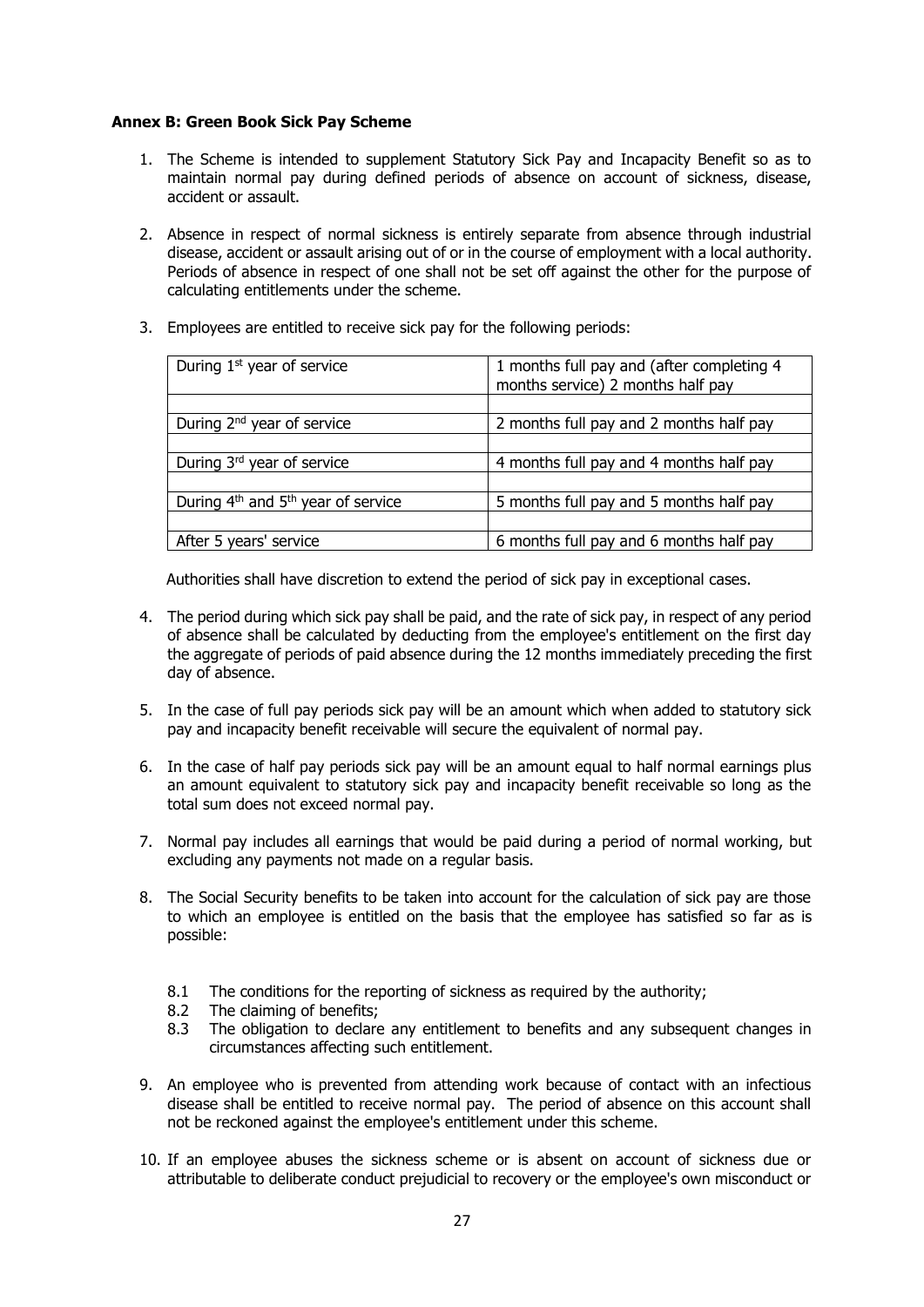**Annex B: Green Book Sick Pay Scheme**

1. The Scheme is intended to supplement Statutory Sick Pay and Incapacity Benefit so as to maintain normal pay during defined periods of absence on account of sickness, disease, accident or assault.

2. Absence in respect of normal sickness is entirely separate from absence through industrial disease, accident or assault arising out of or in the course of employment with a local authority. Periods of absence in respect of one shall not be set off against the other for the purpose of calculating entitlements under the scheme.

3. Employees are entitled to receive sick pay for the following periods:

| | |
|---|---|
| During 1st year of service | 1 months full pay and (after completing 4 months service) 2 months half pay |
| | |
| During 2nd year of service | 2 months full pay and 2 months half pay |
| | |
| During 3rd year of service | 4 months full pay and 4 months half pay |
| | |
| During 4th and 5th year of service | 5 months full pay and 5 months half pay |
| | |
| After 5 years' service | 6 months full pay and 6 months half pay |

   Authorities shall have discretion to extend the period of sick pay in exceptional cases.

4. The period during which sick pay shall be paid, and the rate of sick pay, in respect of any period of absence shall be calculated by deducting from the employee's entitlement on the first day the aggregate of periods of paid absence during the 12 months immediately preceding the first day of absence.

5. In the case of full pay periods sick pay will be an amount which when added to statutory sick pay and incapacity benefit receivable will secure the equivalent of normal pay.

6. In the case of half pay periods sick pay will be an amount equal to half normal earnings plus an amount equivalent to statutory sick pay and incapacity benefit receivable so long as the total sum does not exceed normal pay.

7. Normal pay includes all earnings that would be paid during a period of normal working, but excluding any payments not made on a regular basis.

8. The Social Security benefits to be taken into account for the calculation of sick pay are those to which an employee is entitled on the basis that the employee has satisfied so far as is possible:

   8.1 The conditions for the reporting of sickness as required by the authority;
   8.2 The claiming of benefits;
   8.3 The obligation to declare any entitlement to benefits and any subsequent changes in circumstances affecting such entitlement.

9. An employee who is prevented from attending work because of contact with an infectious disease shall be entitled to receive normal pay. The period of absence on this account shall not be reckoned against the employee's entitlement under this scheme.

10. If an employee abuses the sickness scheme or is absent on account of sickness due or attributable to deliberate conduct prejudicial to recovery or the employee's own misconduct or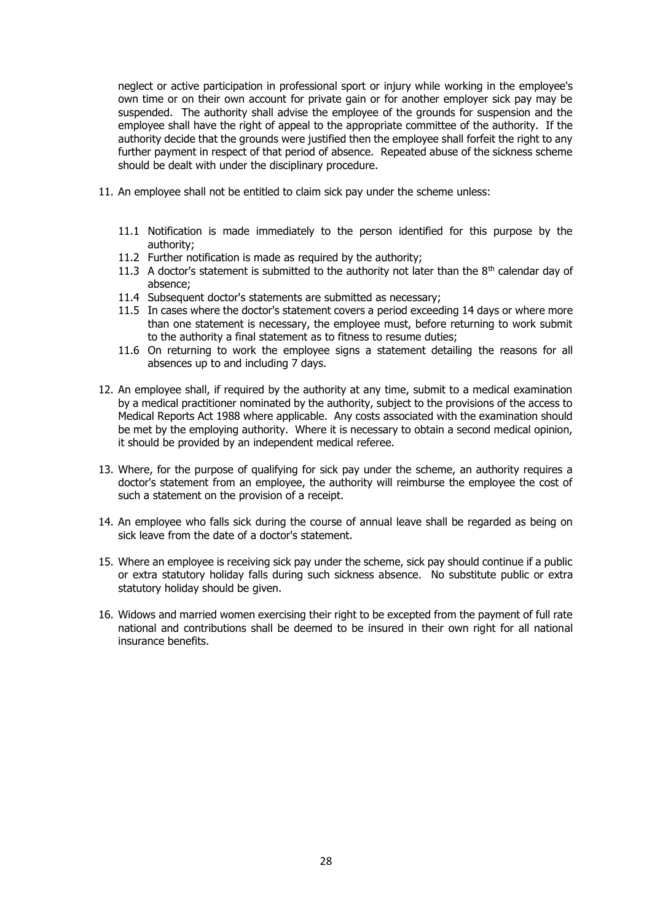neglect or active participation in professional sport or injury while working in the employee's own time or on their own account for private gain or for another employer sick pay may be suspended. The authority shall advise the employee of the grounds for suspension and the employee shall have the right of appeal to the appropriate committee of the authority. If the authority decide that the grounds were justified then the employee shall forfeit the right to any further payment in respect of that period of absence. Repeated abuse of the sickness scheme should be dealt with under the disciplinary procedure.

11. An employee shall not be entitled to claim sick pay under the scheme unless:

    11.1 Notification is made immediately to the person identified for this purpose by the authority;
    11.2 Further notification is made as required by the authority;
    11.3 A doctor's statement is submitted to the authority not later than the 8th calendar day of absence;
    11.4 Subsequent doctor's statements are submitted as necessary;
    11.5 In cases where the doctor's statement covers a period exceeding 14 days or where more than one statement is necessary, the employee must, before returning to work submit to the authority a final statement as to fitness to resume duties;
    11.6 On returning to work the employee signs a statement detailing the reasons for all absences up to and including 7 days.

12. An employee shall, if required by the authority at any time, submit to a medical examination by a medical practitioner nominated by the authority, subject to the provisions of the access to Medical Reports Act 1988 where applicable. Any costs associated with the examination should be met by the employing authority. Where it is necessary to obtain a second medical opinion, it should be provided by an independent medical referee.

13. Where, for the purpose of qualifying for sick pay under the scheme, an authority requires a doctor's statement from an employee, the authority will reimburse the employee the cost of such a statement on the provision of a receipt.

14. An employee who falls sick during the course of annual leave shall be regarded as being on sick leave from the date of a doctor's statement.

15. Where an employee is receiving sick pay under the scheme, sick pay should continue if a public or extra statutory holiday falls during such sickness absence. No substitute public or extra statutory holiday should be given.

16. Widows and married women exercising their right to be excepted from the payment of full rate national and contributions shall be deemed to be insured in their own right for all national insurance benefits.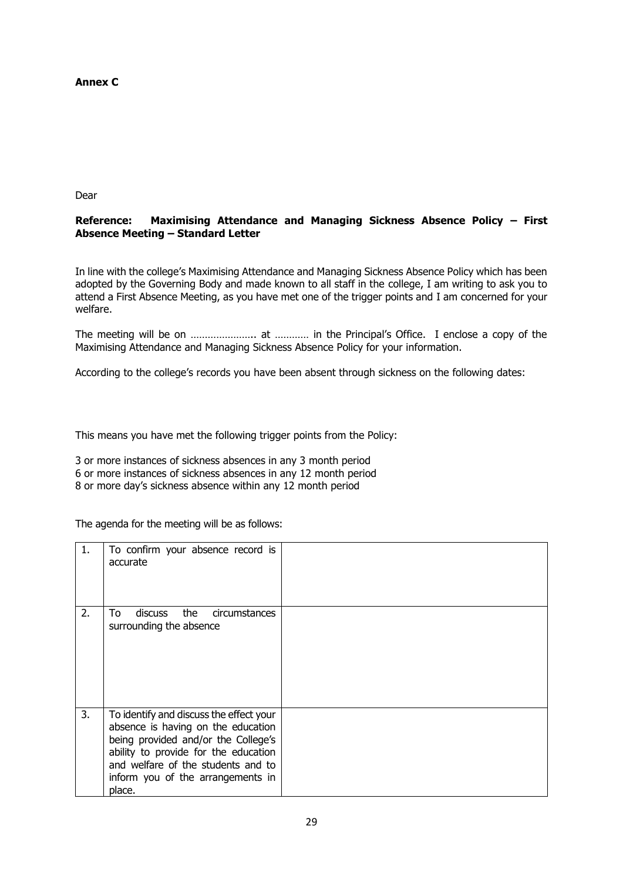**Annex C**

Dear

**Reference: Maximising Attendance and Managing Sickness Absence Policy – First Absence Meeting – Standard Letter**

In line with the college's Maximising Attendance and Managing Sickness Absence Policy which has been adopted by the Governing Body and made known to all staff in the college, I am writing to ask you to attend a First Absence Meeting, as you have met one of the trigger points and I am concerned for your welfare.

The meeting will be on ………………….. at ………… in the Principal's Office. I enclose a copy of the Maximising Attendance and Managing Sickness Absence Policy for your information.

According to the college's records you have been absent through sickness on the following dates:

This means you have met the following trigger points from the Policy:

3 or more instances of sickness absences in any 3 month period
6 or more instances of sickness absences in any 12 month period
8 or more day's sickness absence within any 12 month period

The agenda for the meeting will be as follows:

| | | |
|---|---|---|
| 1. | To confirm your absence record is accurate | |
| 2. | To discuss the circumstances surrounding the absence | |
| 3. | To identify and discuss the effect your absence is having on the education being provided and/or the College's ability to provide for the education and welfare of the students and to inform you of the arrangements in place. | |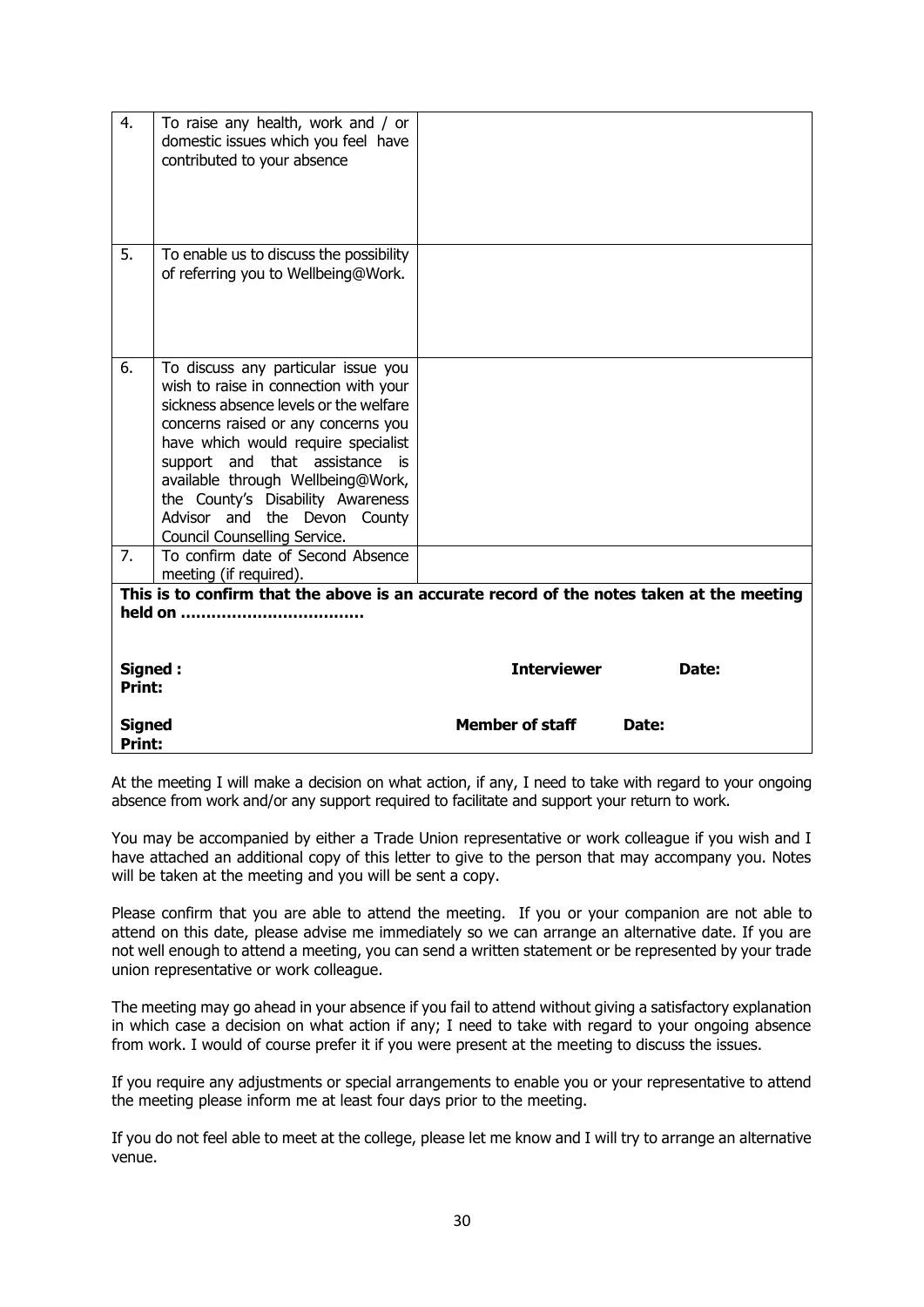| | | |
|---|---|---|
| 4. | To raise any health, work and / or domestic issues which you feel have contributed to your absence | |
| 5. | To enable us to discuss the possibility of referring you to Wellbeing@Work. | |
| 6. | To discuss any particular issue you wish to raise in connection with your sickness absence levels or the welfare concerns raised or any concerns you have which would require specialist support and that assistance is available through Wellbeing@Work, the County's Disability Awareness Advisor and the Devon County Council Counselling Service. | |
| 7. | To confirm date of Second Absence meeting (if required). | |

**This is to confirm that the above is an accurate record of the notes taken at the meeting held on ………………………………**

**Signed :** **Interviewer** **Date:**
**Print:**

**Signed** **Member of staff** **Date:**
**Print:**

At the meeting I will make a decision on what action, if any, I need to take with regard to your ongoing absence from work and/or any support required to facilitate and support your return to work.

You may be accompanied by either a Trade Union representative or work colleague if you wish and I have attached an additional copy of this letter to give to the person that may accompany you. Notes will be taken at the meeting and you will be sent a copy.

Please confirm that you are able to attend the meeting. If you or your companion are not able to attend on this date, please advise me immediately so we can arrange an alternative date. If you are not well enough to attend a meeting, you can send a written statement or be represented by your trade union representative or work colleague.

The meeting may go ahead in your absence if you fail to attend without giving a satisfactory explanation in which case a decision on what action if any; I need to take with regard to your ongoing absence from work. I would of course prefer it if you were present at the meeting to discuss the issues.

If you require any adjustments or special arrangements to enable you or your representative to attend the meeting please inform me at least four days prior to the meeting.

If you do not feel able to meet at the college, please let me know and I will try to arrange an alternative venue.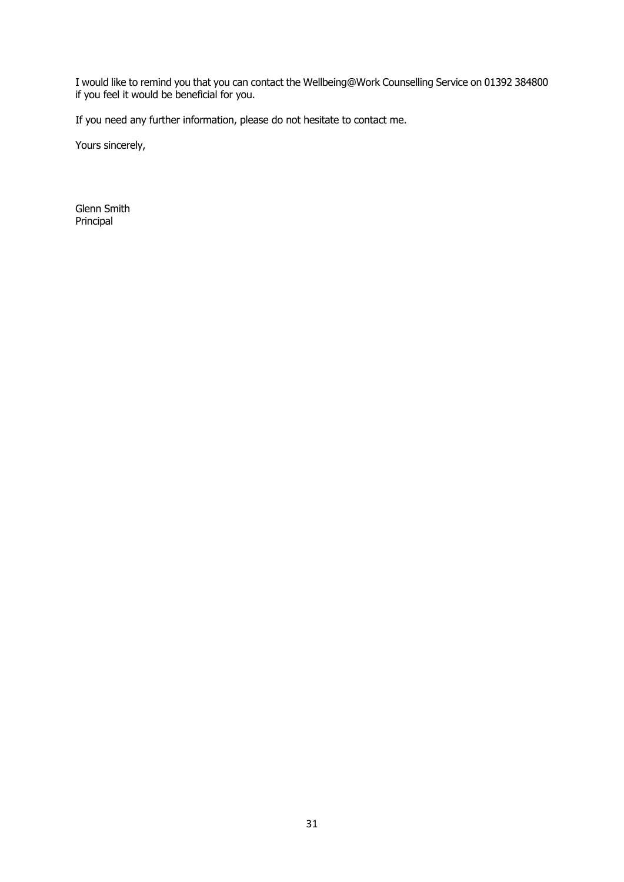I would like to remind you that you can contact the Wellbeing@Work Counselling Service on 01392 384800 if you feel it would be beneficial for you.

If you need any further information, please do not hesitate to contact me.

Yours sincerely,

Glenn Smith  
Principal